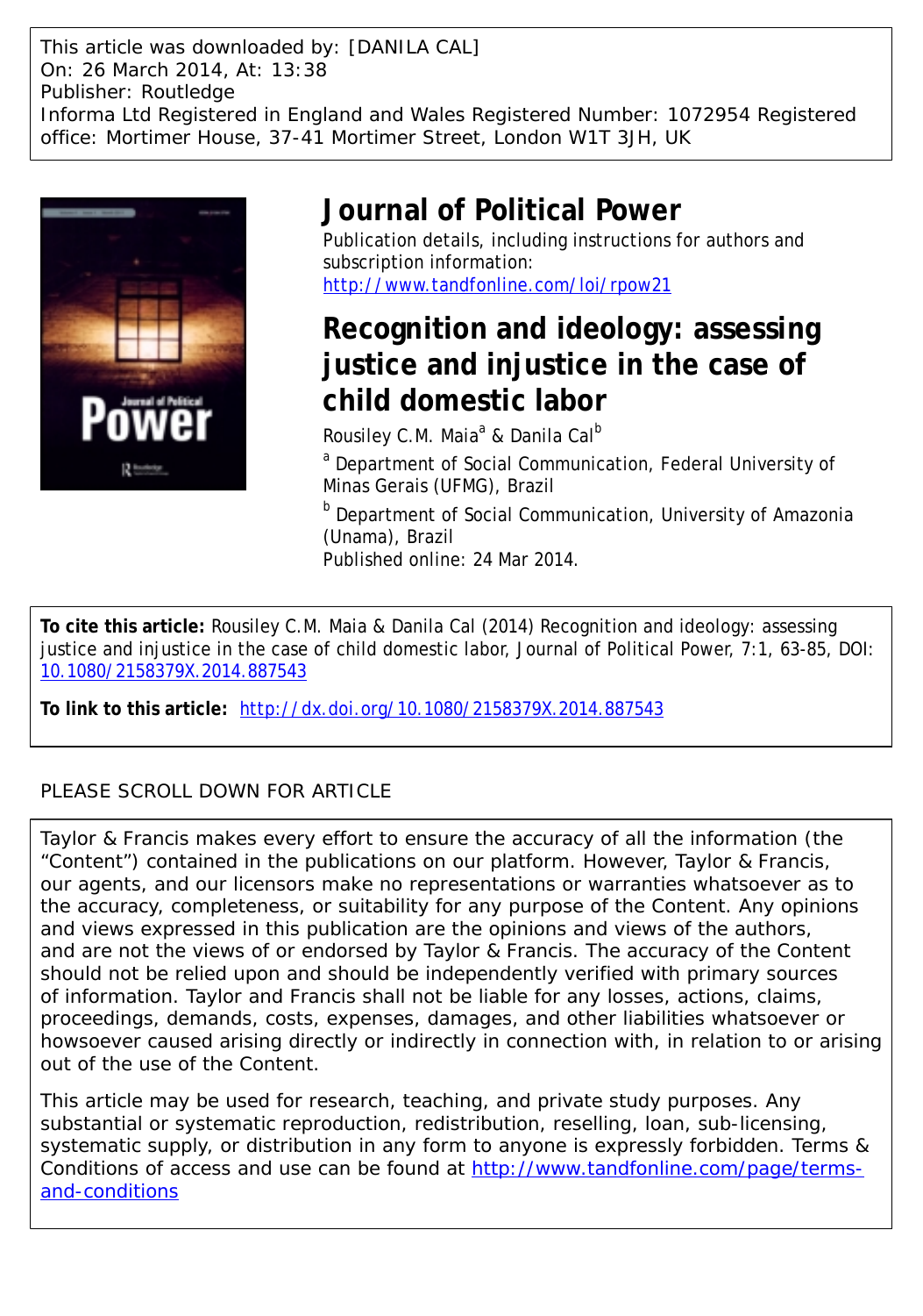This article was downloaded by: [DANILA CAL]
On: 26 March 2014, At: 13:38
Publisher: Routledge
Informa Ltd Registered in England and Wales Registered Number: 1072954 Registered office: Mortimer House, 37-41 Mortimer Street, London W1T 3JH, UK

# Journal of Political Power

Publication details, including instructions for authors and subscription information:
http://www.tandfonline.com/loi/rpow21

# Recognition and ideology: assessing justice and injustice in the case of child domestic labor

Rousiley C.M. Maia[a] & Danila Cal[b]

[a] Department of Social Communication, Federal University of Minas Gerais (UFMG), Brazil

[b] Department of Social Communication, University of Amazonia (Unama), Brazil

Published online: 24 Mar 2014.

**To cite this article:** Rousiley C.M. Maia & Danila Cal (2014) Recognition and ideology: assessing justice and injustice in the case of child domestic labor, Journal of Political Power, 7:1, 63-85, DOI: 10.1080/2158379X.2014.887543

**To link to this article:** http://dx.doi.org/10.1080/2158379X.2014.887543

PLEASE SCROLL DOWN FOR ARTICLE

Taylor & Francis makes every effort to ensure the accuracy of all the information (the "Content") contained in the publications on our platform. However, Taylor & Francis, our agents, and our licensors make no representations or warranties whatsoever as to the accuracy, completeness, or suitability for any purpose of the Content. Any opinions and views expressed in this publication are the opinions and views of the authors, and are not the views of or endorsed by Taylor & Francis. The accuracy of the Content should not be relied upon and should be independently verified with primary sources of information. Taylor and Francis shall not be liable for any losses, actions, claims, proceedings, demands, costs, expenses, damages, and other liabilities whatsoever or howsoever caused arising directly or indirectly in connection with, in relation to or arising out of the use of the Content.

This article may be used for research, teaching, and private study purposes. Any substantial or systematic reproduction, redistribution, reselling, loan, sub-licensing, systematic supply, or distribution in any form to anyone is expressly forbidden. Terms & Conditions of access and use can be found at http://www.tandfonline.com/page/terms-and-conditions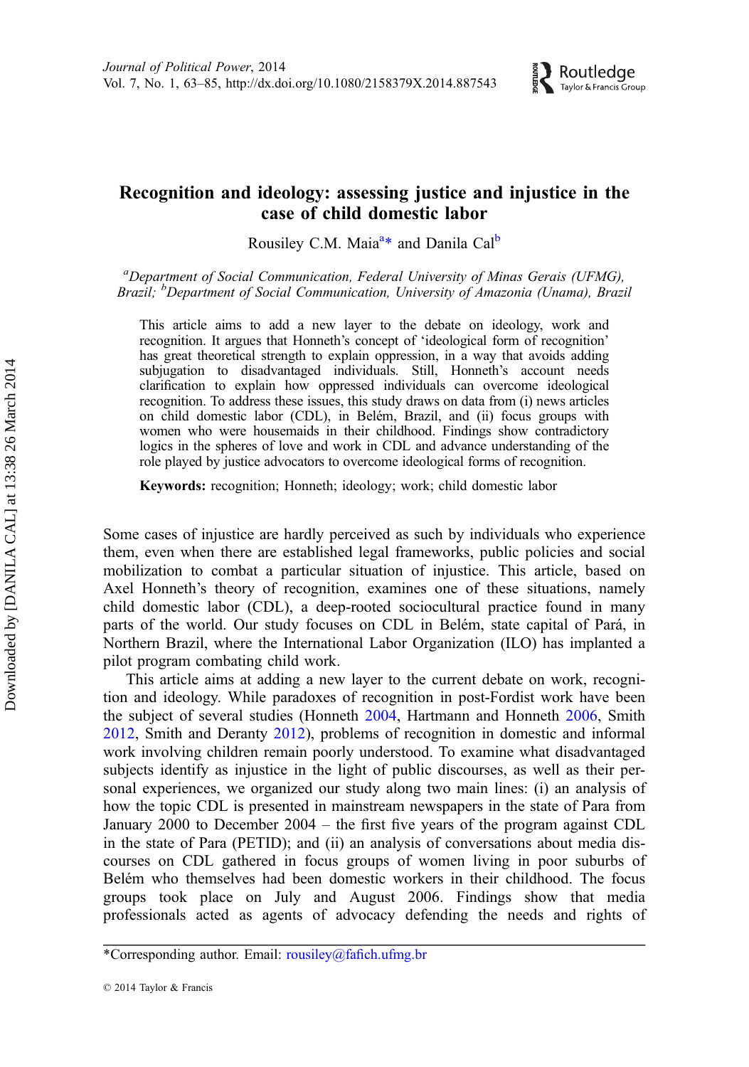# Recognition and ideology: assessing justice and injustice in the case of child domestic labor

Rousiley C.M. Maia[a]* and Danila Cal[b]

[a]Department of Social Communication, Federal University of Minas Gerais (UFMG), Brazil; [b]Department of Social Communication, University of Amazonia (Unama), Brazil

This article aims to add a new layer to the debate on ideology, work and recognition. It argues that Honneth's concept of 'ideological form of recognition' has great theoretical strength to explain oppression, in a way that avoids adding subjugation to disadvantaged individuals. Still, Honneth's account needs clarification to explain how oppressed individuals can overcome ideological recognition. To address these issues, this study draws on data from (i) news articles on child domestic labor (CDL), in Belém, Brazil, and (ii) focus groups with women who were housemaids in their childhood. Findings show contradictory logics in the spheres of love and work in CDL and advance understanding of the role played by justice advocators to overcome ideological forms of recognition.

**Keywords:** recognition; Honneth; ideology; work; child domestic labor

Some cases of injustice are hardly perceived as such by individuals who experience them, even when there are established legal frameworks, public policies and social mobilization to combat a particular situation of injustice. This article, based on Axel Honneth's theory of recognition, examines one of these situations, namely child domestic labor (CDL), a deep-rooted sociocultural practice found in many parts of the world. Our study focuses on CDL in Belém, state capital of Pará, in Northern Brazil, where the International Labor Organization (ILO) has implanted a pilot program combating child work.

This article aims at adding a new layer to the current debate on work, recognition and ideology. While paradoxes of recognition in post-Fordist work have been the subject of several studies (Honneth 2004, Hartmann and Honneth 2006, Smith 2012, Smith and Deranty 2012), problems of recognition in domestic and informal work involving children remain poorly understood. To examine what disadvantaged subjects identify as injustice in the light of public discourses, as well as their personal experiences, we organized our study along two main lines: (i) an analysis of how the topic CDL is presented in mainstream newspapers in the state of Para from January 2000 to December 2004 – the first five years of the program against CDL in the state of Para (PETID); and (ii) an analysis of conversations about media discourses on CDL gathered in focus groups of women living in poor suburbs of Belém who themselves had been domestic workers in their childhood. The focus groups took place on July and August 2006. Findings show that media professionals acted as agents of advocacy defending the needs and rights of

*Corresponding author. Email: rousiley@fafich.ufmg.br

© 2014 Taylor & Francis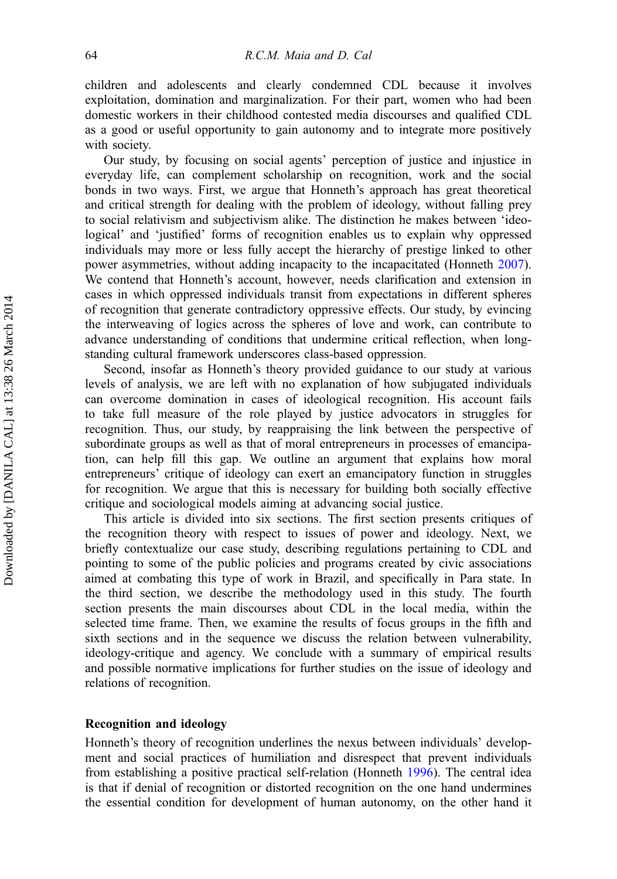children and adolescents and clearly condemned CDL because it involves exploitation, domination and marginalization. For their part, women who had been domestic workers in their childhood contested media discourses and qualified CDL as a good or useful opportunity to gain autonomy and to integrate more positively with society.

Our study, by focusing on social agents' perception of justice and injustice in everyday life, can complement scholarship on recognition, work and the social bonds in two ways. First, we argue that Honneth's approach has great theoretical and critical strength for dealing with the problem of ideology, without falling prey to social relativism and subjectivism alike. The distinction he makes between 'ideological' and 'justified' forms of recognition enables us to explain why oppressed individuals may more or less fully accept the hierarchy of prestige linked to other power asymmetries, without adding incapacity to the incapacitated (Honneth 2007). We contend that Honneth's account, however, needs clarification and extension in cases in which oppressed individuals transit from expectations in different spheres of recognition that generate contradictory oppressive effects. Our study, by evincing the interweaving of logics across the spheres of love and work, can contribute to advance understanding of conditions that undermine critical reflection, when long-standing cultural framework underscores class-based oppression.

Second, insofar as Honneth's theory provided guidance to our study at various levels of analysis, we are left with no explanation of how subjugated individuals can overcome domination in cases of ideological recognition. His account fails to take full measure of the role played by justice advocators in struggles for recognition. Thus, our study, by reappraising the link between the perspective of subordinate groups as well as that of moral entrepreneurs in processes of emancipation, can help fill this gap. We outline an argument that explains how moral entrepreneurs' critique of ideology can exert an emancipatory function in struggles for recognition. We argue that this is necessary for building both socially effective critique and sociological models aiming at advancing social justice.

This article is divided into six sections. The first section presents critiques of the recognition theory with respect to issues of power and ideology. Next, we briefly contextualize our case study, describing regulations pertaining to CDL and pointing to some of the public policies and programs created by civic associations aimed at combating this type of work in Brazil, and specifically in Para state. In the third section, we describe the methodology used in this study. The fourth section presents the main discourses about CDL in the local media, within the selected time frame. Then, we examine the results of focus groups in the fifth and sixth sections and in the sequence we discuss the relation between vulnerability, ideology-critique and agency. We conclude with a summary of empirical results and possible normative implications for further studies on the issue of ideology and relations of recognition.

## Recognition and ideology

Honneth's theory of recognition underlines the nexus between individuals' development and social practices of humiliation and disrespect that prevent individuals from establishing a positive practical self-relation (Honneth 1996). The central idea is that if denial of recognition or distorted recognition on the one hand undermines the essential condition for development of human autonomy, on the other hand it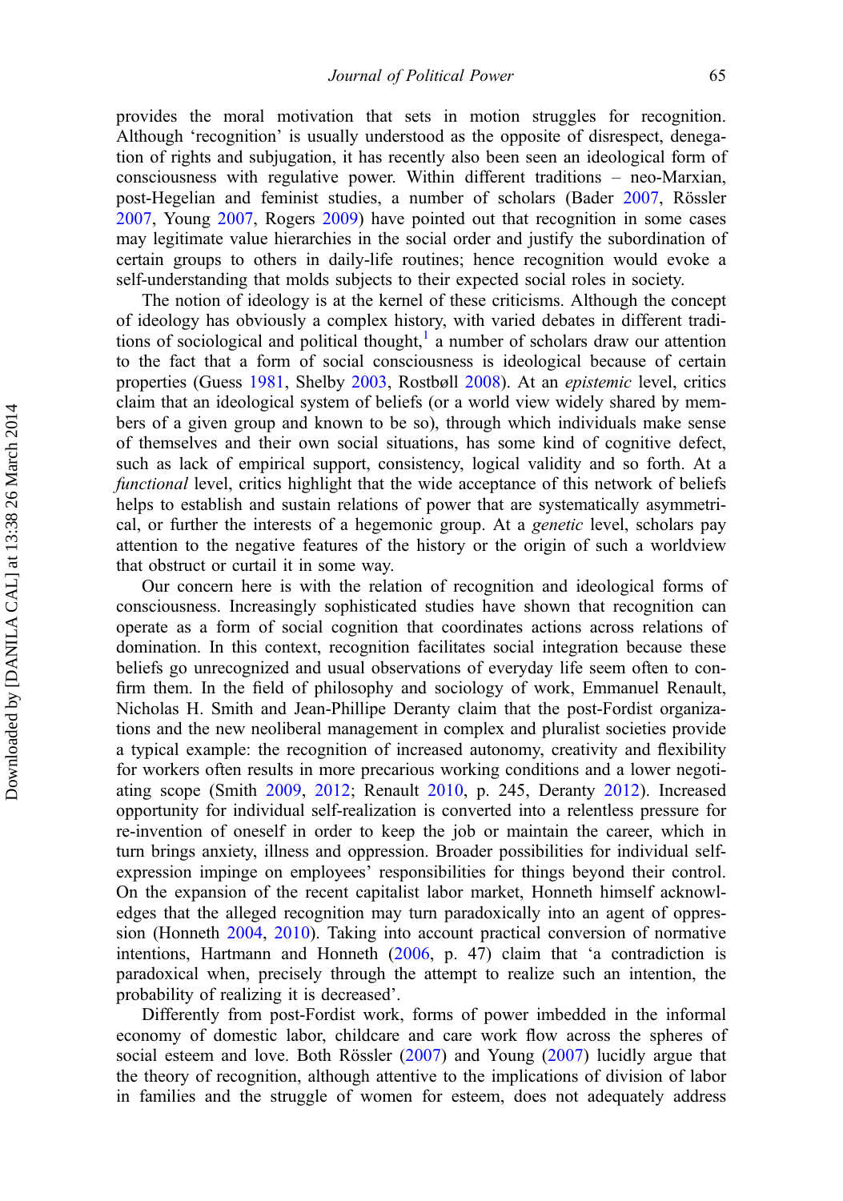provides the moral motivation that sets in motion struggles for recognition. Although 'recognition' is usually understood as the opposite of disrespect, denegation of rights and subjugation, it has recently also been seen an ideological form of consciousness with regulative power. Within different traditions – neo-Marxian, post-Hegelian and feminist studies, a number of scholars (Bader 2007, Rössler 2007, Young 2007, Rogers 2009) have pointed out that recognition in some cases may legitimate value hierarchies in the social order and justify the subordination of certain groups to others in daily-life routines; hence recognition would evoke a self-understanding that molds subjects to their expected social roles in society.

The notion of ideology is at the kernel of these criticisms. Although the concept of ideology has obviously a complex history, with varied debates in different traditions of sociological and political thought,[1] a number of scholars draw our attention to the fact that a form of social consciousness is ideological because of certain properties (Guess 1981, Shelby 2003, Rostbøll 2008). At an *epistemic* level, critics claim that an ideological system of beliefs (or a world view widely shared by members of a given group and known to be so), through which individuals make sense of themselves and their own social situations, has some kind of cognitive defect, such as lack of empirical support, consistency, logical validity and so forth. At a *functional* level, critics highlight that the wide acceptance of this network of beliefs helps to establish and sustain relations of power that are systematically asymmetrical, or further the interests of a hegemonic group. At a *genetic* level, scholars pay attention to the negative features of the history or the origin of such a worldview that obstruct or curtail it in some way.

Our concern here is with the relation of recognition and ideological forms of consciousness. Increasingly sophisticated studies have shown that recognition can operate as a form of social cognition that coordinates actions across relations of domination. In this context, recognition facilitates social integration because these beliefs go unrecognized and usual observations of everyday life seem often to confirm them. In the field of philosophy and sociology of work, Emmanuel Renault, Nicholas H. Smith and Jean-Phillipe Deranty claim that the post-Fordist organizations and the new neoliberal management in complex and pluralist societies provide a typical example: the recognition of increased autonomy, creativity and flexibility for workers often results in more precarious working conditions and a lower negotiating scope (Smith 2009, 2012; Renault 2010, p. 245, Deranty 2012). Increased opportunity for individual self-realization is converted into a relentless pressure for re-invention of oneself in order to keep the job or maintain the career, which in turn brings anxiety, illness and oppression. Broader possibilities for individual self-expression impinge on employees' responsibilities for things beyond their control. On the expansion of the recent capitalist labor market, Honneth himself acknowledges that the alleged recognition may turn paradoxically into an agent of oppression (Honneth 2004, 2010). Taking into account practical conversion of normative intentions, Hartmann and Honneth (2006, p. 47) claim that 'a contradiction is paradoxical when, precisely through the attempt to realize such an intention, the probability of realizing it is decreased'.

Differently from post-Fordist work, forms of power imbedded in the informal economy of domestic labor, childcare and care work flow across the spheres of social esteem and love. Both Rössler (2007) and Young (2007) lucidly argue that the theory of recognition, although attentive to the implications of division of labor in families and the struggle of women for esteem, does not adequately address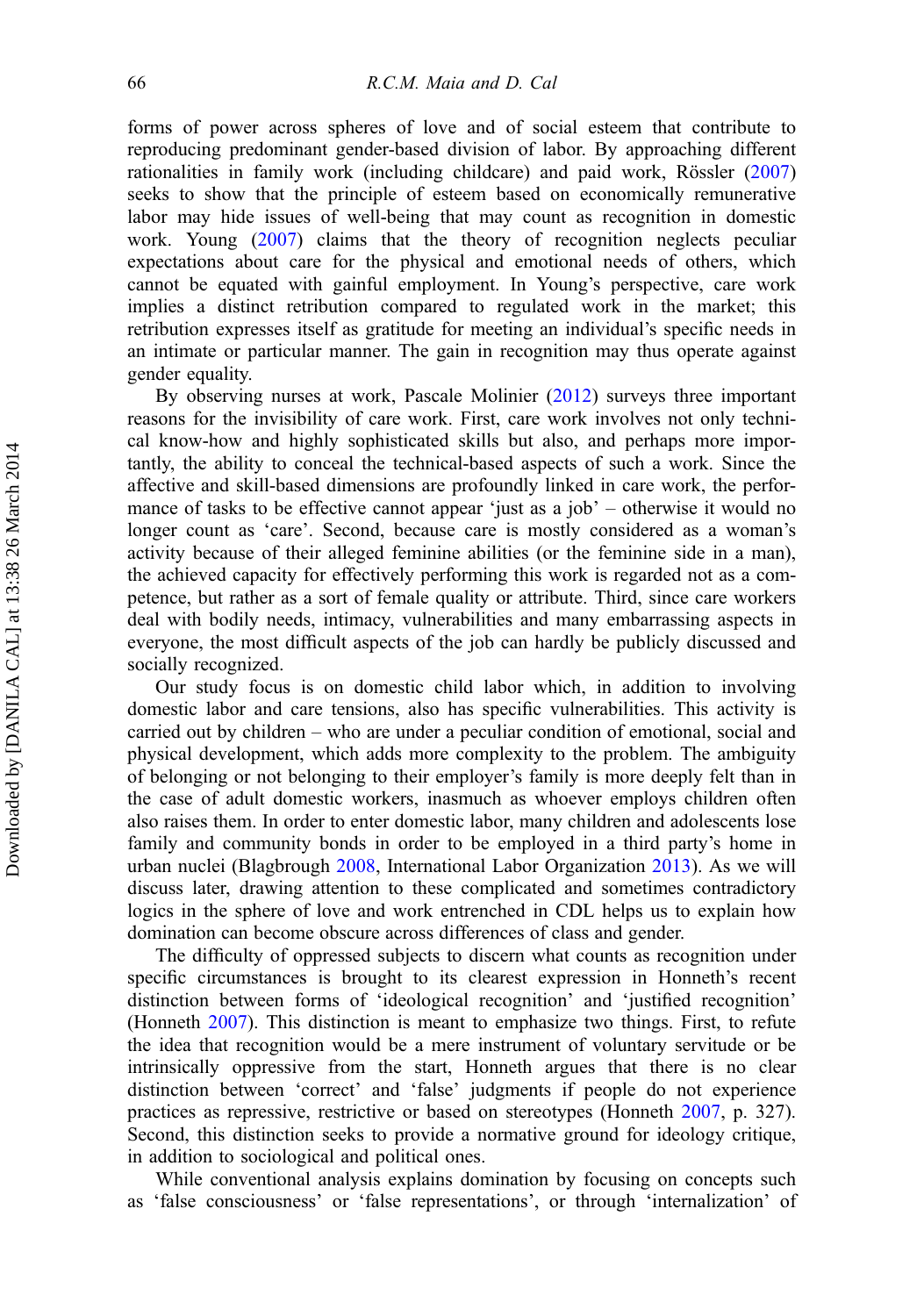forms of power across spheres of love and of social esteem that contribute to reproducing predominant gender-based division of labor. By approaching different rationalities in family work (including childcare) and paid work, Rössler (2007) seeks to show that the principle of esteem based on economically remunerative labor may hide issues of well-being that may count as recognition in domestic work. Young (2007) claims that the theory of recognition neglects peculiar expectations about care for the physical and emotional needs of others, which cannot be equated with gainful employment. In Young's perspective, care work implies a distinct retribution compared to regulated work in the market; this retribution expresses itself as gratitude for meeting an individual's specific needs in an intimate or particular manner. The gain in recognition may thus operate against gender equality.

By observing nurses at work, Pascale Molinier (2012) surveys three important reasons for the invisibility of care work. First, care work involves not only technical know-how and highly sophisticated skills but also, and perhaps more importantly, the ability to conceal the technical-based aspects of such a work. Since the affective and skill-based dimensions are profoundly linked in care work, the performance of tasks to be effective cannot appear 'just as a job' – otherwise it would no longer count as 'care'. Second, because care is mostly considered as a woman's activity because of their alleged feminine abilities (or the feminine side in a man), the achieved capacity for effectively performing this work is regarded not as a competence, but rather as a sort of female quality or attribute. Third, since care workers deal with bodily needs, intimacy, vulnerabilities and many embarrassing aspects in everyone, the most difficult aspects of the job can hardly be publicly discussed and socially recognized.

Our study focus is on domestic child labor which, in addition to involving domestic labor and care tensions, also has specific vulnerabilities. This activity is carried out by children – who are under a peculiar condition of emotional, social and physical development, which adds more complexity to the problem. The ambiguity of belonging or not belonging to their employer's family is more deeply felt than in the case of adult domestic workers, inasmuch as whoever employs children often also raises them. In order to enter domestic labor, many children and adolescents lose family and community bonds in order to be employed in a third party's home in urban nuclei (Blagbrough 2008, International Labor Organization 2013). As we will discuss later, drawing attention to these complicated and sometimes contradictory logics in the sphere of love and work entrenched in CDL helps us to explain how domination can become obscure across differences of class and gender.

The difficulty of oppressed subjects to discern what counts as recognition under specific circumstances is brought to its clearest expression in Honneth's recent distinction between forms of 'ideological recognition' and 'justified recognition' (Honneth 2007). This distinction is meant to emphasize two things. First, to refute the idea that recognition would be a mere instrument of voluntary servitude or be intrinsically oppressive from the start, Honneth argues that there is no clear distinction between 'correct' and 'false' judgments if people do not experience practices as repressive, restrictive or based on stereotypes (Honneth 2007, p. 327). Second, this distinction seeks to provide a normative ground for ideology critique, in addition to sociological and political ones.

While conventional analysis explains domination by focusing on concepts such as 'false consciousness' or 'false representations', or through 'internalization' of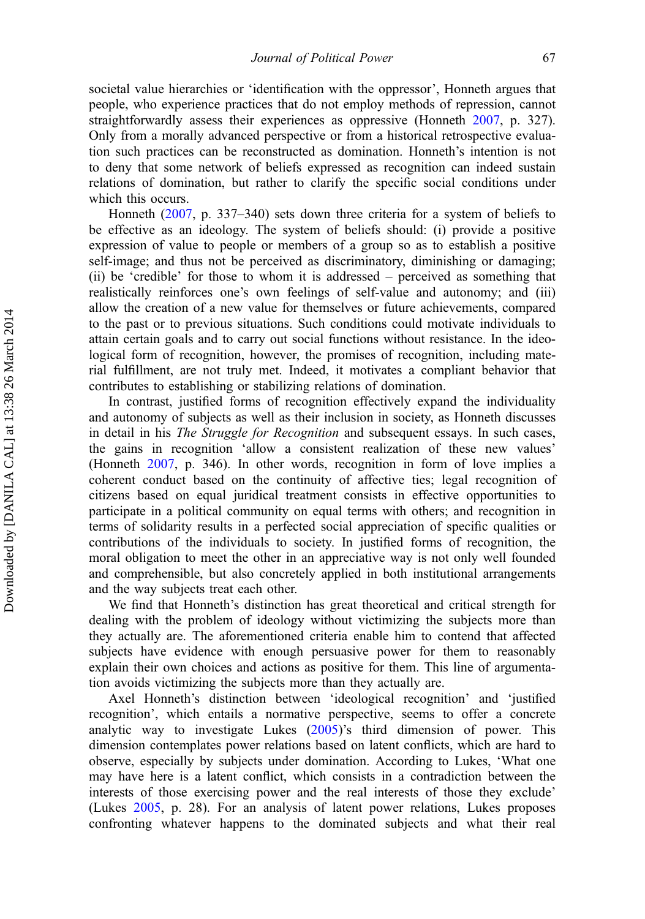societal value hierarchies or 'identification with the oppressor', Honneth argues that people, who experience practices that do not employ methods of repression, cannot straightforwardly assess their experiences as oppressive (Honneth 2007, p. 327). Only from a morally advanced perspective or from a historical retrospective evaluation such practices can be reconstructed as domination. Honneth's intention is not to deny that some network of beliefs expressed as recognition can indeed sustain relations of domination, but rather to clarify the specific social conditions under which this occurs.

Honneth (2007, p. 337–340) sets down three criteria for a system of beliefs to be effective as an ideology. The system of beliefs should: (i) provide a positive expression of value to people or members of a group so as to establish a positive self-image; and thus not be perceived as discriminatory, diminishing or damaging; (ii) be 'credible' for those to whom it is addressed – perceived as something that realistically reinforces one's own feelings of self-value and autonomy; and (iii) allow the creation of a new value for themselves or future achievements, compared to the past or to previous situations. Such conditions could motivate individuals to attain certain goals and to carry out social functions without resistance. In the ideological form of recognition, however, the promises of recognition, including material fulfillment, are not truly met. Indeed, it motivates a compliant behavior that contributes to establishing or stabilizing relations of domination.

In contrast, justified forms of recognition effectively expand the individuality and autonomy of subjects as well as their inclusion in society, as Honneth discusses in detail in his *The Struggle for Recognition* and subsequent essays. In such cases, the gains in recognition 'allow a consistent realization of these new values' (Honneth 2007, p. 346). In other words, recognition in form of love implies a coherent conduct based on the continuity of affective ties; legal recognition of citizens based on equal juridical treatment consists in effective opportunities to participate in a political community on equal terms with others; and recognition in terms of solidarity results in a perfected social appreciation of specific qualities or contributions of the individuals to society. In justified forms of recognition, the moral obligation to meet the other in an appreciative way is not only well founded and comprehensible, but also concretely applied in both institutional arrangements and the way subjects treat each other.

We find that Honneth's distinction has great theoretical and critical strength for dealing with the problem of ideology without victimizing the subjects more than they actually are. The aforementioned criteria enable him to contend that affected subjects have evidence with enough persuasive power for them to reasonably explain their own choices and actions as positive for them. This line of argumentation avoids victimizing the subjects more than they actually are.

Axel Honneth's distinction between 'ideological recognition' and 'justified recognition', which entails a normative perspective, seems to offer a concrete analytic way to investigate Lukes (2005)'s third dimension of power. This dimension contemplates power relations based on latent conflicts, which are hard to observe, especially by subjects under domination. According to Lukes, 'What one may have here is a latent conflict, which consists in a contradiction between the interests of those exercising power and the real interests of those they exclude' (Lukes 2005, p. 28). For an analysis of latent power relations, Lukes proposes confronting whatever happens to the dominated subjects and what their real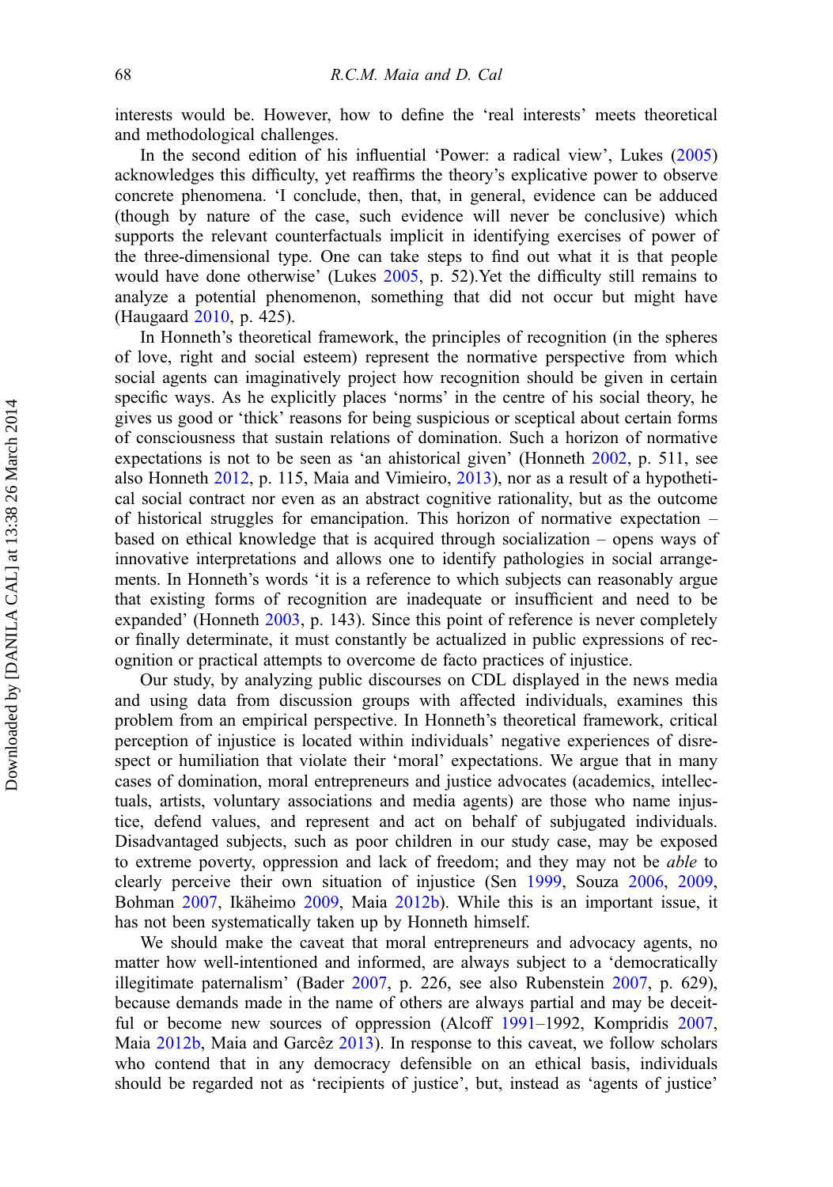interests would be. However, how to define the 'real interests' meets theoretical and methodological challenges.

In the second edition of his influential 'Power: a radical view', Lukes (2005) acknowledges this difficulty, yet reaffirms the theory's explicative power to observe concrete phenomena. 'I conclude, then, that, in general, evidence can be adduced (though by nature of the case, such evidence will never be conclusive) which supports the relevant counterfactuals implicit in identifying exercises of power of the three-dimensional type. One can take steps to find out what it is that people would have done otherwise' (Lukes 2005, p. 52).Yet the difficulty still remains to analyze a potential phenomenon, something that did not occur but might have (Haugaard 2010, p. 425).

In Honneth's theoretical framework, the principles of recognition (in the spheres of love, right and social esteem) represent the normative perspective from which social agents can imaginatively project how recognition should be given in certain specific ways. As he explicitly places 'norms' in the centre of his social theory, he gives us good or 'thick' reasons for being suspicious or sceptical about certain forms of consciousness that sustain relations of domination. Such a horizon of normative expectations is not to be seen as 'an ahistorical given' (Honneth 2002, p. 511, see also Honneth 2012, p. 115, Maia and Vimieiro, 2013), nor as a result of a hypothetical social contract nor even as an abstract cognitive rationality, but as the outcome of historical struggles for emancipation. This horizon of normative expectation – based on ethical knowledge that is acquired through socialization – opens ways of innovative interpretations and allows one to identify pathologies in social arrangements. In Honneth's words 'it is a reference to which subjects can reasonably argue that existing forms of recognition are inadequate or insufficient and need to be expanded' (Honneth 2003, p. 143). Since this point of reference is never completely or finally determinate, it must constantly be actualized in public expressions of recognition or practical attempts to overcome de facto practices of injustice.

Our study, by analyzing public discourses on CDL displayed in the news media and using data from discussion groups with affected individuals, examines this problem from an empirical perspective. In Honneth's theoretical framework, critical perception of injustice is located within individuals' negative experiences of disrespect or humiliation that violate their 'moral' expectations. We argue that in many cases of domination, moral entrepreneurs and justice advocates (academics, intellectuals, artists, voluntary associations and media agents) are those who name injustice, defend values, and represent and act on behalf of subjugated individuals. Disadvantaged subjects, such as poor children in our study case, may be exposed to extreme poverty, oppression and lack of freedom; and they may not be *able* to clearly perceive their own situation of injustice (Sen 1999, Souza 2006, 2009, Bohman 2007, Ikäheimo 2009, Maia 2012b). While this is an important issue, it has not been systematically taken up by Honneth himself.

We should make the caveat that moral entrepreneurs and advocacy agents, no matter how well-intentioned and informed, are always subject to a 'democratically illegitimate paternalism' (Bader 2007, p. 226, see also Rubenstein 2007, p. 629), because demands made in the name of others are always partial and may be deceitful or become new sources of oppression (Alcoff 1991–1992, Kompridis 2007, Maia 2012b, Maia and Garcêz 2013). In response to this caveat, we follow scholars who contend that in any democracy defensible on an ethical basis, individuals should be regarded not as 'recipients of justice', but, instead as 'agents of justice'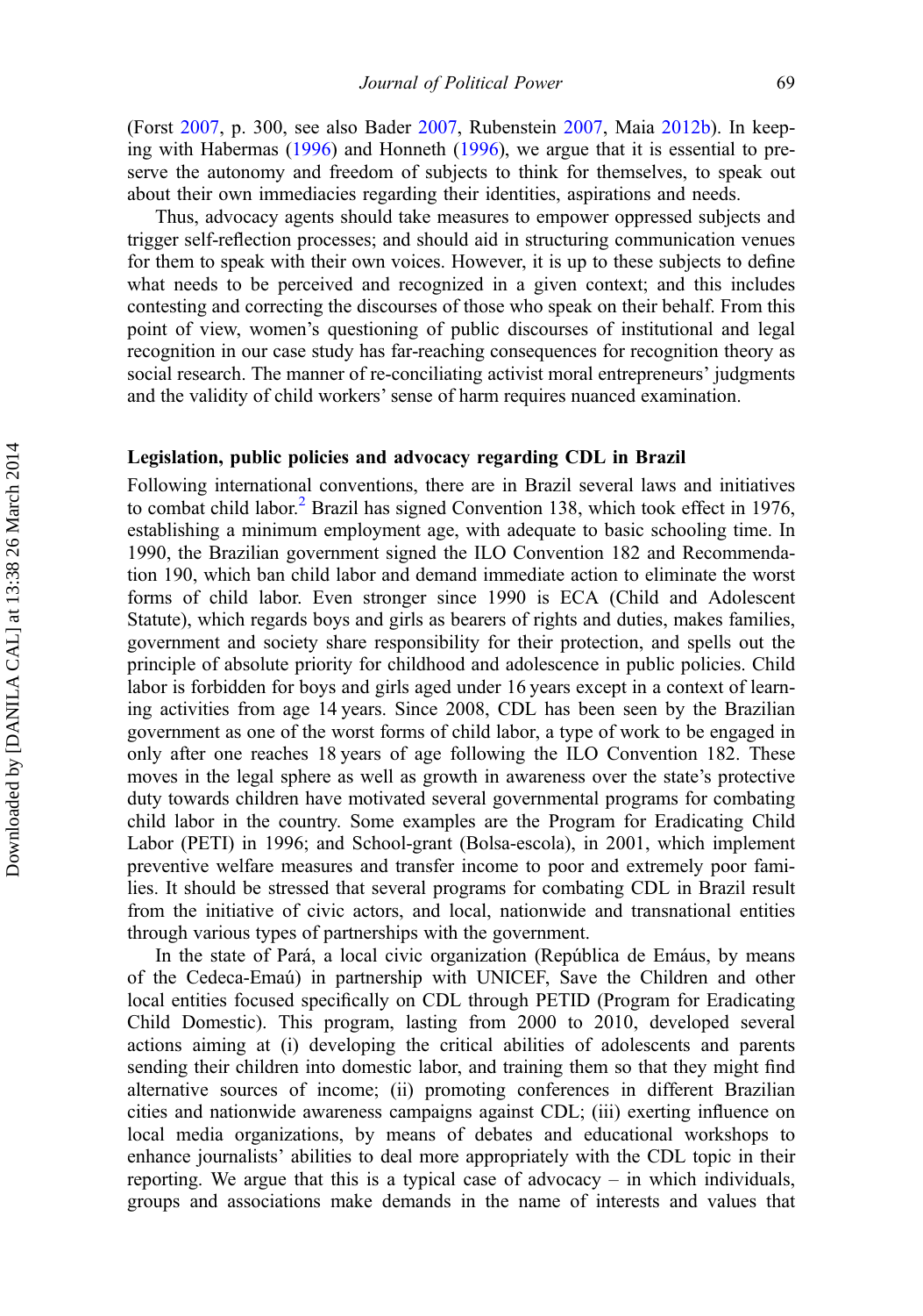(Forst 2007, p. 300, see also Bader 2007, Rubenstein 2007, Maia 2012b). In keeping with Habermas (1996) and Honneth (1996), we argue that it is essential to preserve the autonomy and freedom of subjects to think for themselves, to speak out about their own immediacies regarding their identities, aspirations and needs.

Thus, advocacy agents should take measures to empower oppressed subjects and trigger self-reflection processes; and should aid in structuring communication venues for them to speak with their own voices. However, it is up to these subjects to define what needs to be perceived and recognized in a given context; and this includes contesting and correcting the discourses of those who speak on their behalf. From this point of view, women's questioning of public discourses of institutional and legal recognition in our case study has far-reaching consequences for recognition theory as social research. The manner of re-conciliating activist moral entrepreneurs' judgments and the validity of child workers' sense of harm requires nuanced examination.

## Legislation, public policies and advocacy regarding CDL in Brazil

Following international conventions, there are in Brazil several laws and initiatives to combat child labor.[2] Brazil has signed Convention 138, which took effect in 1976, establishing a minimum employment age, with adequate to basic schooling time. In 1990, the Brazilian government signed the ILO Convention 182 and Recommendation 190, which ban child labor and demand immediate action to eliminate the worst forms of child labor. Even stronger since 1990 is ECA (Child and Adolescent Statute), which regards boys and girls as bearers of rights and duties, makes families, government and society share responsibility for their protection, and spells out the principle of absolute priority for childhood and adolescence in public policies. Child labor is forbidden for boys and girls aged under 16 years except in a context of learning activities from age 14 years. Since 2008, CDL has been seen by the Brazilian government as one of the worst forms of child labor, a type of work to be engaged in only after one reaches 18 years of age following the ILO Convention 182. These moves in the legal sphere as well as growth in awareness over the state's protective duty towards children have motivated several governmental programs for combating child labor in the country. Some examples are the Program for Eradicating Child Labor (PETI) in 1996; and School-grant (Bolsa-escola), in 2001, which implement preventive welfare measures and transfer income to poor and extremely poor families. It should be stressed that several programs for combating CDL in Brazil result from the initiative of civic actors, and local, nationwide and transnational entities through various types of partnerships with the government.

In the state of Pará, a local civic organization (República de Emáus, by means of the Cedeca-Emaú) in partnership with UNICEF, Save the Children and other local entities focused specifically on CDL through PETID (Program for Eradicating Child Domestic). This program, lasting from 2000 to 2010, developed several actions aiming at (i) developing the critical abilities of adolescents and parents sending their children into domestic labor, and training them so that they might find alternative sources of income; (ii) promoting conferences in different Brazilian cities and nationwide awareness campaigns against CDL; (iii) exerting influence on local media organizations, by means of debates and educational workshops to enhance journalists' abilities to deal more appropriately with the CDL topic in their reporting. We argue that this is a typical case of advocacy – in which individuals, groups and associations make demands in the name of interests and values that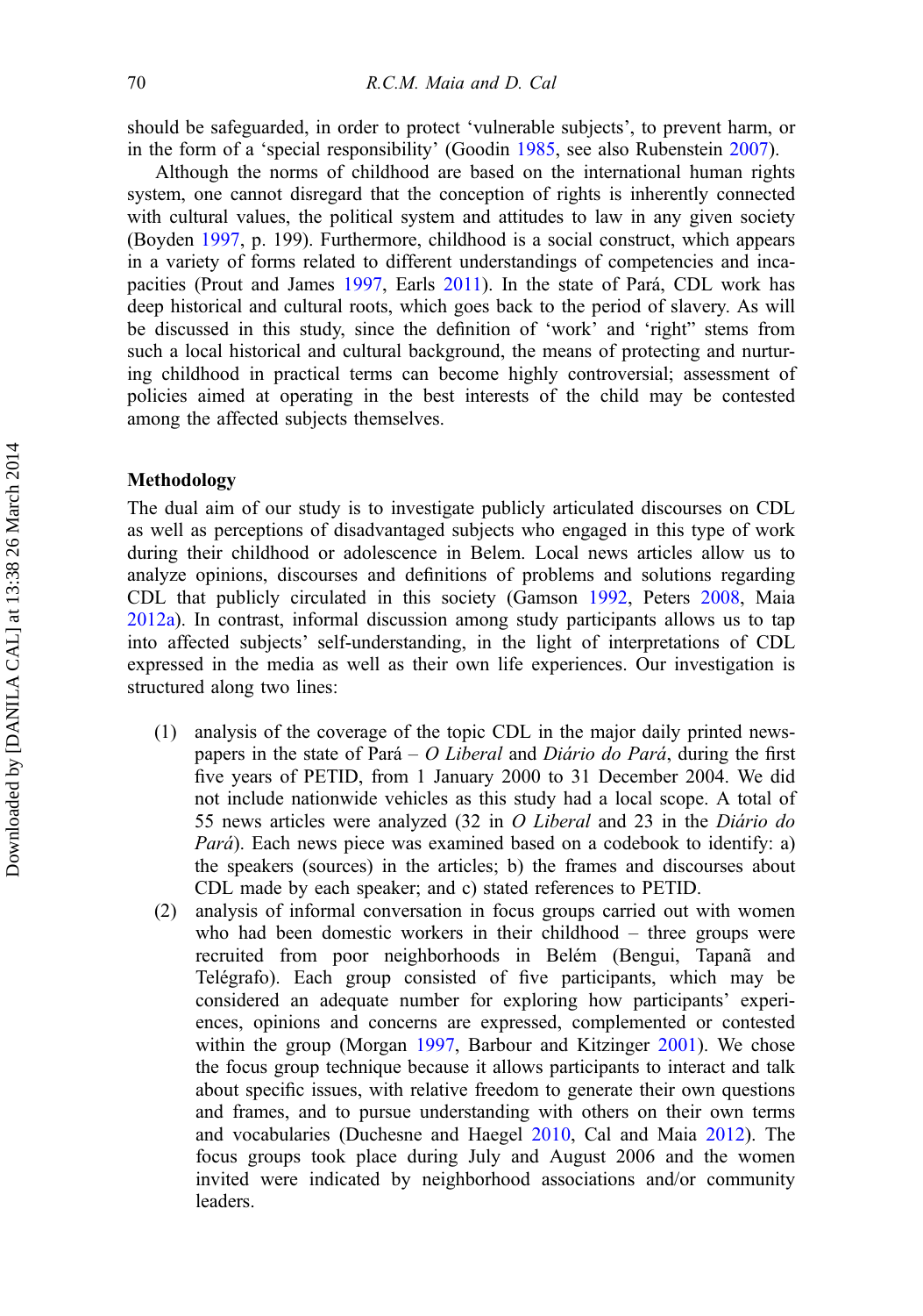should be safeguarded, in order to protect 'vulnerable subjects', to prevent harm, or in the form of a 'special responsibility' (Goodin 1985, see also Rubenstein 2007).

Although the norms of childhood are based on the international human rights system, one cannot disregard that the conception of rights is inherently connected with cultural values, the political system and attitudes to law in any given society (Boyden 1997, p. 199). Furthermore, childhood is a social construct, which appears in a variety of forms related to different understandings of competencies and incapacities (Prout and James 1997, Earls 2011). In the state of Pará, CDL work has deep historical and cultural roots, which goes back to the period of slavery. As will be discussed in this study, since the definition of 'work' and 'right" stems from such a local historical and cultural background, the means of protecting and nurturing childhood in practical terms can become highly controversial; assessment of policies aimed at operating in the best interests of the child may be contested among the affected subjects themselves.

## Methodology

The dual aim of our study is to investigate publicly articulated discourses on CDL as well as perceptions of disadvantaged subjects who engaged in this type of work during their childhood or adolescence in Belem. Local news articles allow us to analyze opinions, discourses and definitions of problems and solutions regarding CDL that publicly circulated in this society (Gamson 1992, Peters 2008, Maia 2012a). In contrast, informal discussion among study participants allows us to tap into affected subjects' self-understanding, in the light of interpretations of CDL expressed in the media as well as their own life experiences. Our investigation is structured along two lines:

(1) analysis of the coverage of the topic CDL in the major daily printed newspapers in the state of Pará – *O Liberal* and *Diário do Pará*, during the first five years of PETID, from 1 January 2000 to 31 December 2004. We did not include nationwide vehicles as this study had a local scope. A total of 55 news articles were analyzed (32 in *O Liberal* and 23 in the *Diário do Pará*). Each news piece was examined based on a codebook to identify: a) the speakers (sources) in the articles; b) the frames and discourses about CDL made by each speaker; and c) stated references to PETID.

(2) analysis of informal conversation in focus groups carried out with women who had been domestic workers in their childhood – three groups were recruited from poor neighborhoods in Belém (Bengui, Tapanã and Telégrafo). Each group consisted of five participants, which may be considered an adequate number for exploring how participants' experiences, opinions and concerns are expressed, complemented or contested within the group (Morgan 1997, Barbour and Kitzinger 2001). We chose the focus group technique because it allows participants to interact and talk about specific issues, with relative freedom to generate their own questions and frames, and to pursue understanding with others on their own terms and vocabularies (Duchesne and Haegel 2010, Cal and Maia 2012). The focus groups took place during July and August 2006 and the women invited were indicated by neighborhood associations and/or community leaders.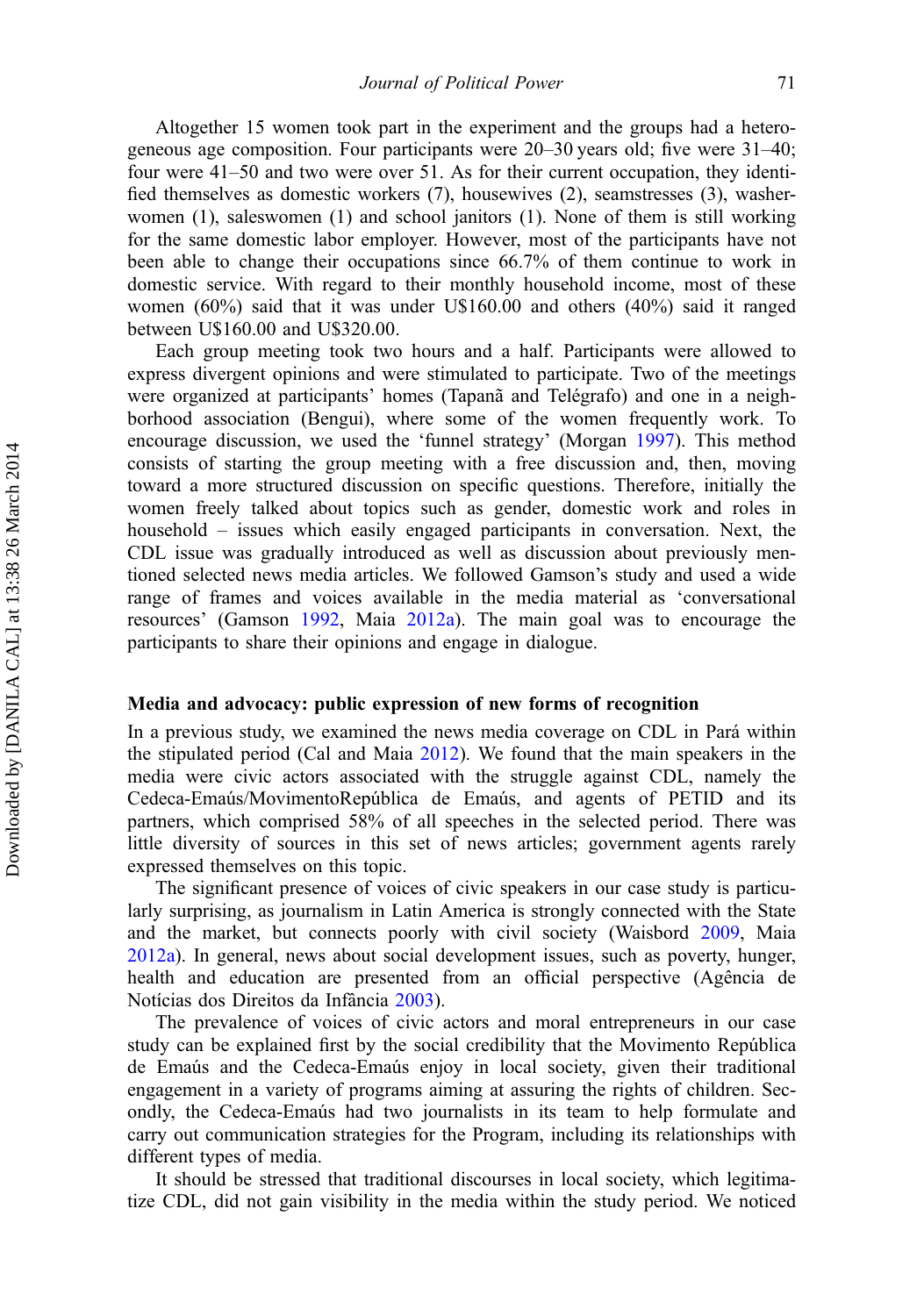Altogether 15 women took part in the experiment and the groups had a heterogeneous age composition. Four participants were 20–30 years old; five were 31–40; four were 41–50 and two were over 51. As for their current occupation, they identified themselves as domestic workers (7), housewives (2), seamstresses (3), washerwomen (1), saleswomen (1) and school janitors (1). None of them is still working for the same domestic labor employer. However, most of the participants have not been able to change their occupations since 66.7% of them continue to work in domestic service. With regard to their monthly household income, most of these women (60%) said that it was under U$160.00 and others (40%) said it ranged between U$160.00 and U$320.00.

Each group meeting took two hours and a half. Participants were allowed to express divergent opinions and were stimulated to participate. Two of the meetings were organized at participants' homes (Tapanã and Telégrafo) and one in a neighborhood association (Bengui), where some of the women frequently work. To encourage discussion, we used the 'funnel strategy' (Morgan 1997). This method consists of starting the group meeting with a free discussion and, then, moving toward a more structured discussion on specific questions. Therefore, initially the women freely talked about topics such as gender, domestic work and roles in household – issues which easily engaged participants in conversation. Next, the CDL issue was gradually introduced as well as discussion about previously mentioned selected news media articles. We followed Gamson's study and used a wide range of frames and voices available in the media material as 'conversational resources' (Gamson 1992, Maia 2012a). The main goal was to encourage the participants to share their opinions and engage in dialogue.

### Media and advocacy: public expression of new forms of recognition

In a previous study, we examined the news media coverage on CDL in Pará within the stipulated period (Cal and Maia 2012). We found that the main speakers in the media were civic actors associated with the struggle against CDL, namely the Cedeca-Emaús/MovimentoRepública de Emaús, and agents of PETID and its partners, which comprised 58% of all speeches in the selected period. There was little diversity of sources in this set of news articles; government agents rarely expressed themselves on this topic.

The significant presence of voices of civic speakers in our case study is particularly surprising, as journalism in Latin America is strongly connected with the State and the market, but connects poorly with civil society (Waisbord 2009, Maia 2012a). In general, news about social development issues, such as poverty, hunger, health and education are presented from an official perspective (Agência de Notícias dos Direitos da Infância 2003).

The prevalence of voices of civic actors and moral entrepreneurs in our case study can be explained first by the social credibility that the Movimento República de Emaús and the Cedeca-Emaús enjoy in local society, given their traditional engagement in a variety of programs aiming at assuring the rights of children. Secondly, the Cedeca-Emaús had two journalists in its team to help formulate and carry out communication strategies for the Program, including its relationships with different types of media.

It should be stressed that traditional discourses in local society, which legitimatize CDL, did not gain visibility in the media within the study period. We noticed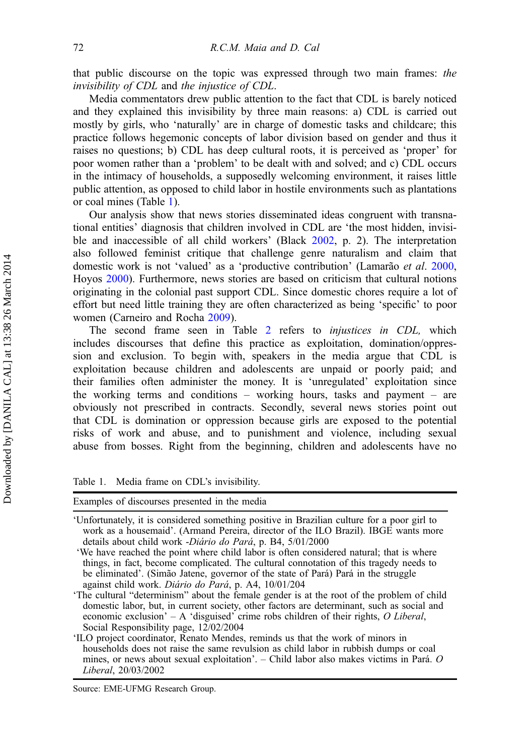that public discourse on the topic was expressed through two main frames: *the invisibility of CDL* and *the injustice of CDL*.

Media commentators drew public attention to the fact that CDL is barely noticed and they explained this invisibility by three main reasons: a) CDL is carried out mostly by girls, who 'naturally' are in charge of domestic tasks and childcare; this practice follows hegemonic concepts of labor division based on gender and thus it raises no questions; b) CDL has deep cultural roots, it is perceived as 'proper' for poor women rather than a 'problem' to be dealt with and solved; and c) CDL occurs in the intimacy of households, a supposedly welcoming environment, it raises little public attention, as opposed to child labor in hostile environments such as plantations or coal mines (Table 1).

Our analysis show that news stories disseminated ideas congruent with transnational entities' diagnosis that children involved in CDL are 'the most hidden, invisible and inaccessible of all child workers' (Black 2002, p. 2). The interpretation also followed feminist critique that challenge genre naturalism and claim that domestic work is not 'valued' as a 'productive contribution' (Lamarão *et al*. 2000, Hoyos 2000). Furthermore, news stories are based on criticism that cultural notions originating in the colonial past support CDL. Since domestic chores require a lot of effort but need little training they are often characterized as being 'specific' to poor women (Carneiro and Rocha 2009).

The second frame seen in Table 2 refers to *injustices in CDL,* which includes discourses that define this practice as exploitation, domination/oppression and exclusion. To begin with, speakers in the media argue that CDL is exploitation because children and adolescents are unpaid or poorly paid; and their families often administer the money. It is 'unregulated' exploitation since the working terms and conditions – working hours, tasks and payment – are obviously not prescribed in contracts. Secondly, several news stories point out that CDL is domination or oppression because girls are exposed to the potential risks of work and abuse, and to punishment and violence, including sexual abuse from bosses. Right from the beginning, children and adolescents have no

Table 1. Media frame on CDL's invisibility.

| Examples of discourses presented in the media |
|---|
| 'Unfortunately, it is considered something positive in Brazilian culture for a poor girl to work as a housemaid'. (Armand Pereira, director of the ILO Brazil). IBGE wants more details about child work -*Diário do Pará*, p. B4, 5/01/2000 |
| 'We have reached the point where child labor is often considered natural; that is where things, in fact, become complicated. The cultural connotation of this tragedy needs to be eliminated'. (Simão Jatene, governor of the state of Pará) Pará in the struggle against child work. *Diário do Pará*, p. A4, 10/01/204 |
| 'The cultural "determinism" about the female gender is at the root of the problem of child domestic labor, but, in current society, other factors are determinant, such as social and economic exclusion' – A 'disguised' crime robs children of their rights, *O Liberal*, Social Responsibility page, 12/02/2004 |
| 'ILO project coordinator, Renato Mendes, reminds us that the work of minors in households does not raise the same revulsion as child labor in rubbish dumps or coal mines, or news about sexual exploitation'. – Child labor also makes victims in Pará. *O Liberal*, 20/03/2002 |

Source: EME-UFMG Research Group.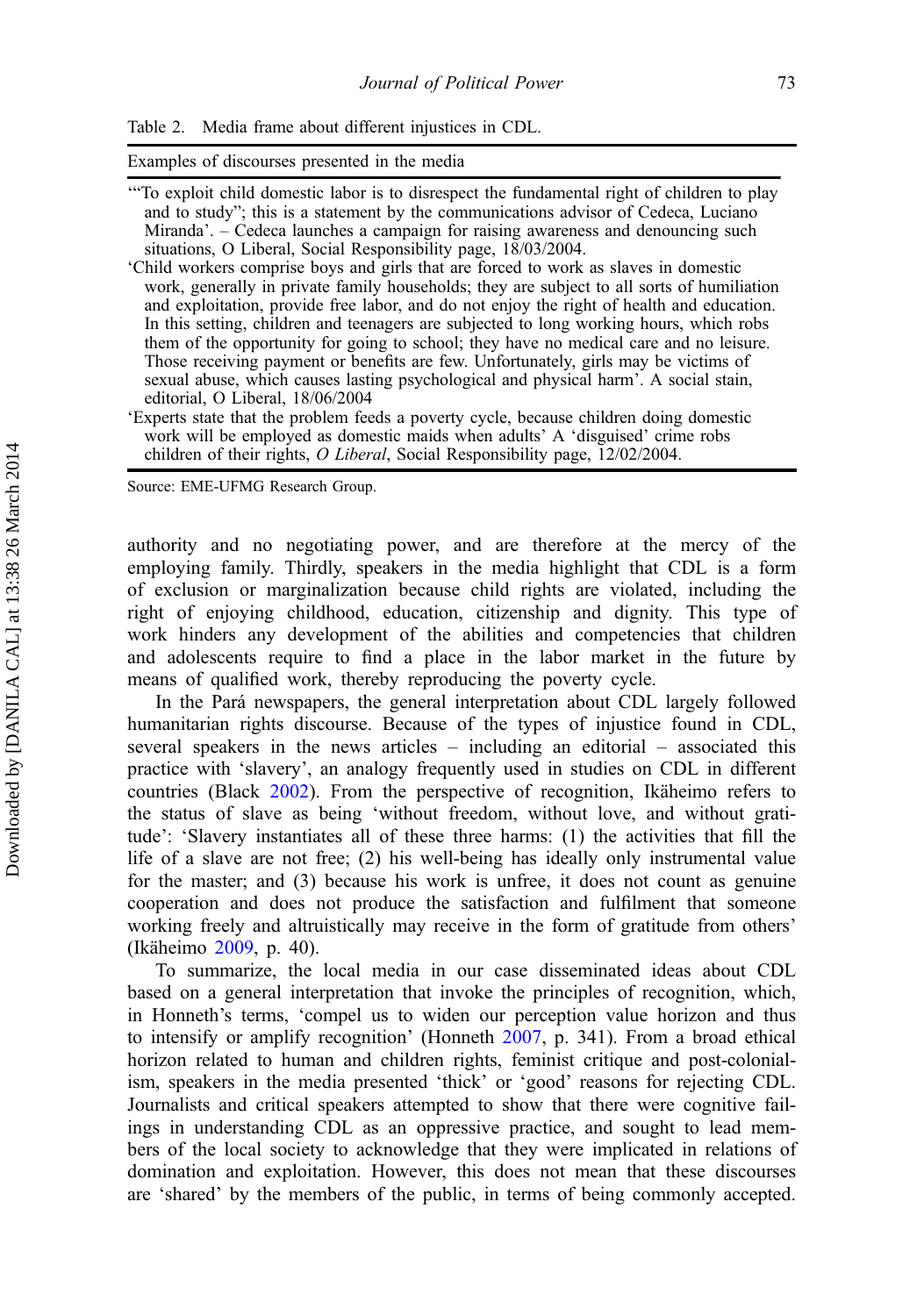Table 2. Media frame about different injustices in CDL.

| Examples of discourses presented in the media |
|---|
| '"To exploit child domestic labor is to disrespect the fundamental right of children to play and to study"; this is a statement by the communications advisor of Cedeca, Luciano Miranda'. – Cedeca launches a campaign for raising awareness and denouncing such situations, O Liberal, Social Responsibility page, 18/03/2004. |
| 'Child workers comprise boys and girls that are forced to work as slaves in domestic work, generally in private family households; they are subject to all sorts of humiliation and exploitation, provide free labor, and do not enjoy the right of health and education. In this setting, children and teenagers are subjected to long working hours, which robs them of the opportunity for going to school; they have no medical care and no leisure. Those receiving payment or benefits are few. Unfortunately, girls may be victims of sexual abuse, which causes lasting psychological and physical harm'. A social stain, editorial, O Liberal, 18/06/2004 |
| 'Experts state that the problem feeds a poverty cycle, because children doing domestic work will be employed as domestic maids when adults' A 'disguised' crime robs children of their rights, *O Liberal*, Social Responsibility page, 12/02/2004. |

Source: EME-UFMG Research Group.

authority and no negotiating power, and are therefore at the mercy of the employing family. Thirdly, speakers in the media highlight that CDL is a form of exclusion or marginalization because child rights are violated, including the right of enjoying childhood, education, citizenship and dignity. This type of work hinders any development of the abilities and competencies that children and adolescents require to find a place in the labor market in the future by means of qualified work, thereby reproducing the poverty cycle.

In the Pará newspapers, the general interpretation about CDL largely followed humanitarian rights discourse. Because of the types of injustice found in CDL, several speakers in the news articles – including an editorial – associated this practice with 'slavery', an analogy frequently used in studies on CDL in different countries (Black 2002). From the perspective of recognition, Ikäheimo refers to the status of slave as being 'without freedom, without love, and without gratitude': 'Slavery instantiates all of these three harms: (1) the activities that fill the life of a slave are not free; (2) his well-being has ideally only instrumental value for the master; and (3) because his work is unfree, it does not count as genuine cooperation and does not produce the satisfaction and fulfilment that someone working freely and altruistically may receive in the form of gratitude from others' (Ikäheimo 2009, p. 40).

To summarize, the local media in our case disseminated ideas about CDL based on a general interpretation that invoke the principles of recognition, which, in Honneth's terms, 'compel us to widen our perception value horizon and thus to intensify or amplify recognition' (Honneth 2007, p. 341). From a broad ethical horizon related to human and children rights, feminist critique and post-colonialism, speakers in the media presented 'thick' or 'good' reasons for rejecting CDL. Journalists and critical speakers attempted to show that there were cognitive failings in understanding CDL as an oppressive practice, and sought to lead members of the local society to acknowledge that they were implicated in relations of domination and exploitation. However, this does not mean that these discourses are 'shared' by the members of the public, in terms of being commonly accepted.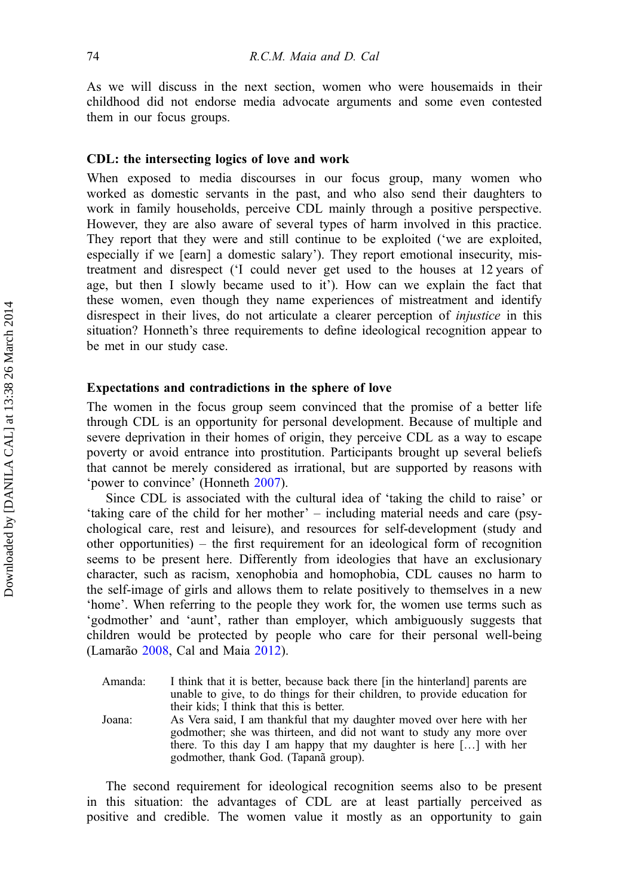As we will discuss in the next section, women who were housemaids in their childhood did not endorse media advocate arguments and some even contested them in our focus groups.

### CDL: the intersecting logics of love and work

When exposed to media discourses in our focus group, many women who worked as domestic servants in the past, and who also send their daughters to work in family households, perceive CDL mainly through a positive perspective. However, they are also aware of several types of harm involved in this practice. They report that they were and still continue to be exploited ('we are exploited, especially if we [earn] a domestic salary'). They report emotional insecurity, mistreatment and disrespect ('I could never get used to the houses at 12 years of age, but then I slowly became used to it'). How can we explain the fact that these women, even though they name experiences of mistreatment and identify disrespect in their lives, do not articulate a clearer perception of *injustice* in this situation? Honneth's three requirements to define ideological recognition appear to be met in our study case.

### Expectations and contradictions in the sphere of love

The women in the focus group seem convinced that the promise of a better life through CDL is an opportunity for personal development. Because of multiple and severe deprivation in their homes of origin, they perceive CDL as a way to escape poverty or avoid entrance into prostitution. Participants brought up several beliefs that cannot be merely considered as irrational, but are supported by reasons with 'power to convince' (Honneth 2007).

Since CDL is associated with the cultural idea of 'taking the child to raise' or 'taking care of the child for her mother' – including material needs and care (psychological care, rest and leisure), and resources for self-development (study and other opportunities) – the first requirement for an ideological form of recognition seems to be present here. Differently from ideologies that have an exclusionary character, such as racism, xenophobia and homophobia, CDL causes no harm to the self-image of girls and allows them to relate positively to themselves in a new 'home'. When referring to the people they work for, the women use terms such as 'godmother' and 'aunt', rather than employer, which ambiguously suggests that children would be protected by people who care for their personal well-being (Lamarão 2008, Cal and Maia 2012).

> Amanda: I think that it is better, because back there [in the hinterland] parents are unable to give, to do things for their children, to provide education for their kids; I think that this is better.
>
> Joana: As Vera said, I am thankful that my daughter moved over here with her godmother; she was thirteen, and did not want to study any more over there. To this day I am happy that my daughter is here […] with her godmother, thank God. (Tapanã group).

The second requirement for ideological recognition seems also to be present in this situation: the advantages of CDL are at least partially perceived as positive and credible. The women value it mostly as an opportunity to gain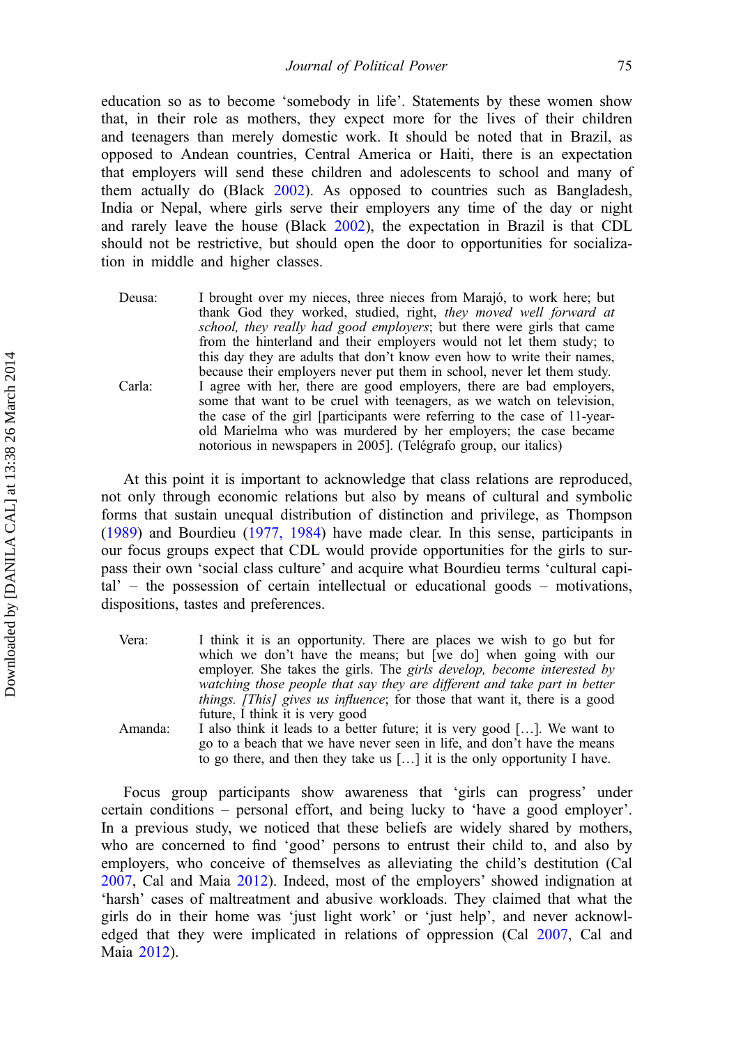education so as to become 'somebody in life'. Statements by these women show that, in their role as mothers, they expect more for the lives of their children and teenagers than merely domestic work. It should be noted that in Brazil, as opposed to Andean countries, Central America or Haiti, there is an expectation that employers will send these children and adolescents to school and many of them actually do (Black 2002). As opposed to countries such as Bangladesh, India or Nepal, where girls serve their employers any time of the day or night and rarely leave the house (Black 2002), the expectation in Brazil is that CDL should not be restrictive, but should open the door to opportunities for socialization in middle and higher classes.

> Deusa: I brought over my nieces, three nieces from Marajó, to work here; but thank God they worked, studied, right, *they moved well forward at school, they really had good employers*; but there were girls that came from the hinterland and their employers would not let them study; to this day they are adults that don't know even how to write their names, because their employers never put them in school, never let them study.
>
> Carla: I agree with her, there are good employers, there are bad employers, some that want to be cruel with teenagers, as we watch on television, the case of the girl [participants were referring to the case of 11-year-old Marielma who was murdered by her employers; the case became notorious in newspapers in 2005]. (Telégrafo group, our italics)

At this point it is important to acknowledge that class relations are reproduced, not only through economic relations but also by means of cultural and symbolic forms that sustain unequal distribution of distinction and privilege, as Thompson (1989) and Bourdieu (1977, 1984) have made clear. In this sense, participants in our focus groups expect that CDL would provide opportunities for the girls to surpass their own 'social class culture' and acquire what Bourdieu terms 'cultural capital' – the possession of certain intellectual or educational goods – motivations, dispositions, tastes and preferences.

> Vera: I think it is an opportunity. There are places we wish to go but for which we don't have the means; but [we do] when going with our employer. She takes the girls. The *girls develop, become interested by watching those people that say they are different and take part in better things. [This] gives us influence*; for those that want it, there is a good future, I think it is very good
>
> Amanda: I also think it leads to a better future; it is very good […]. We want to go to a beach that we have never seen in life, and don't have the means to go there, and then they take us […] it is the only opportunity I have.

Focus group participants show awareness that 'girls can progress' under certain conditions – personal effort, and being lucky to 'have a good employer'. In a previous study, we noticed that these beliefs are widely shared by mothers, who are concerned to find 'good' persons to entrust their child to, and also by employers, who conceive of themselves as alleviating the child's destitution (Cal 2007, Cal and Maia 2012). Indeed, most of the employers' showed indignation at 'harsh' cases of maltreatment and abusive workloads. They claimed that what the girls do in their home was 'just light work' or 'just help', and never acknowledged that they were implicated in relations of oppression (Cal 2007, Cal and Maia 2012).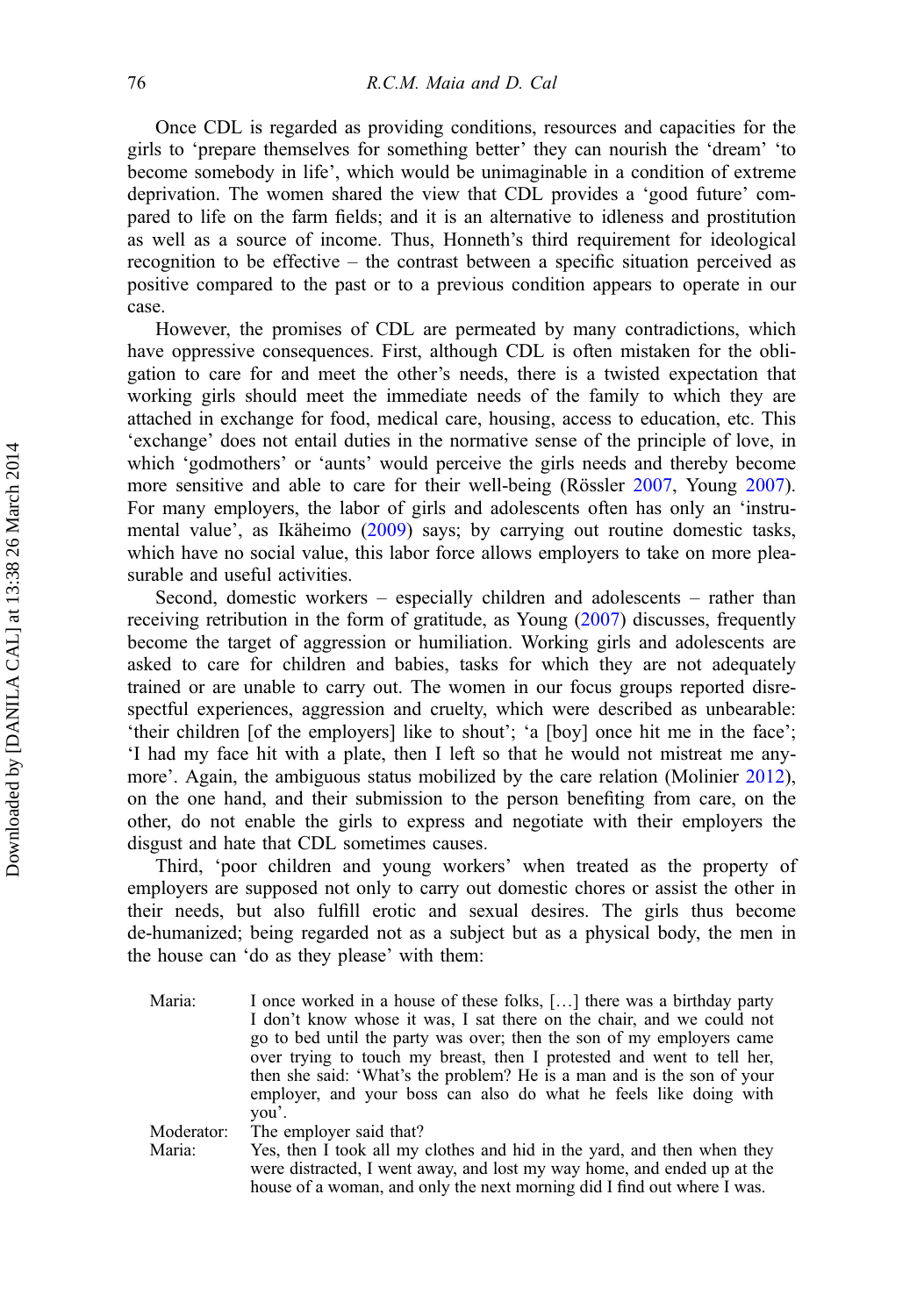Once CDL is regarded as providing conditions, resources and capacities for the girls to 'prepare themselves for something better' they can nourish the 'dream' 'to become somebody in life', which would be unimaginable in a condition of extreme deprivation. The women shared the view that CDL provides a 'good future' compared to life on the farm fields; and it is an alternative to idleness and prostitution as well as a source of income. Thus, Honneth's third requirement for ideological recognition to be effective – the contrast between a specific situation perceived as positive compared to the past or to a previous condition appears to operate in our case.

However, the promises of CDL are permeated by many contradictions, which have oppressive consequences. First, although CDL is often mistaken for the obligation to care for and meet the other's needs, there is a twisted expectation that working girls should meet the immediate needs of the family to which they are attached in exchange for food, medical care, housing, access to education, etc. This 'exchange' does not entail duties in the normative sense of the principle of love, in which 'godmothers' or 'aunts' would perceive the girls needs and thereby become more sensitive and able to care for their well-being (Rössler 2007, Young 2007). For many employers, the labor of girls and adolescents often has only an 'instrumental value', as Ikäheimo (2009) says; by carrying out routine domestic tasks, which have no social value, this labor force allows employers to take on more pleasurable and useful activities.

Second, domestic workers – especially children and adolescents – rather than receiving retribution in the form of gratitude, as Young (2007) discusses, frequently become the target of aggression or humiliation. Working girls and adolescents are asked to care for children and babies, tasks for which they are not adequately trained or are unable to carry out. The women in our focus groups reported disrespectful experiences, aggression and cruelty, which were described as unbearable: 'their children [of the employers] like to shout'; 'a [boy] once hit me in the face'; 'I had my face hit with a plate, then I left so that he would not mistreat me anymore'. Again, the ambiguous status mobilized by the care relation (Molinier 2012), on the one hand, and their submission to the person benefiting from care, on the other, do not enable the girls to express and negotiate with their employers the disgust and hate that CDL sometimes causes.

Third, 'poor children and young workers' when treated as the property of employers are supposed not only to carry out domestic chores or assist the other in their needs, but also fulfill erotic and sexual desires. The girls thus become de-humanized; being regarded not as a subject but as a physical body, the men in the house can 'do as they please' with them:

> Maria: I once worked in a house of these folks, […] there was a birthday party I don't know whose it was, I sat there on the chair, and we could not go to bed until the party was over; then the son of my employers came over trying to touch my breast, then I protested and went to tell her, then she said: 'What's the problem? He is a man and is the son of your employer, and your boss can also do what he feels like doing with you'.
>
> Moderator: The employer said that?
>
> Maria: Yes, then I took all my clothes and hid in the yard, and then when they were distracted, I went away, and lost my way home, and ended up at the house of a woman, and only the next morning did I find out where I was.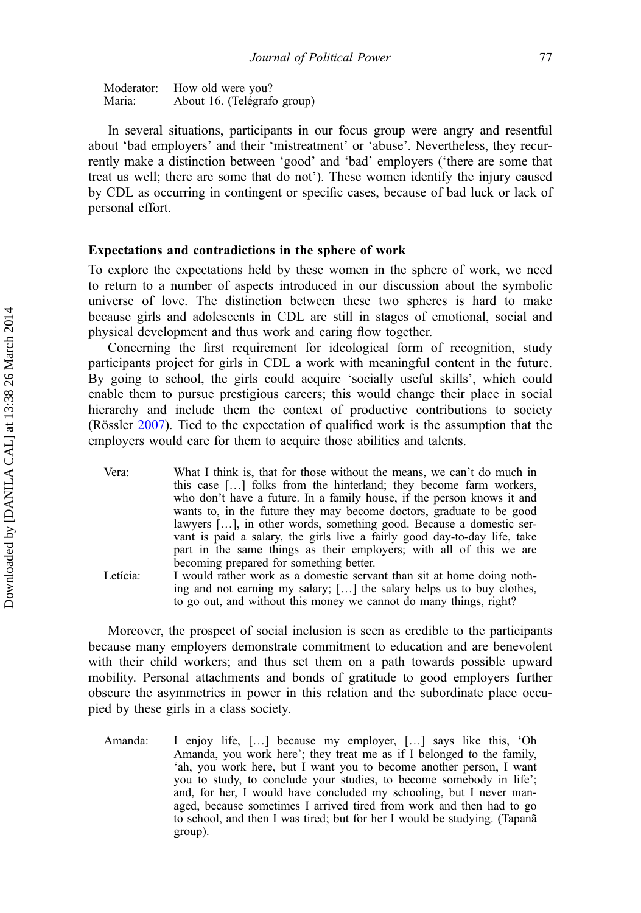Moderator: How old were you?
Maria: About 16. (Telégrafo group)

In several situations, participants in our focus group were angry and resentful about 'bad employers' and their 'mistreatment' or 'abuse'. Nevertheless, they recurrently make a distinction between 'good' and 'bad' employers ('there are some that treat us well; there are some that do not'). These women identify the injury caused by CDL as occurring in contingent or specific cases, because of bad luck or lack of personal effort.

### Expectations and contradictions in the sphere of work

To explore the expectations held by these women in the sphere of work, we need to return to a number of aspects introduced in our discussion about the symbolic universe of love. The distinction between these two spheres is hard to make because girls and adolescents in CDL are still in stages of emotional, social and physical development and thus work and caring flow together.

Concerning the first requirement for ideological form of recognition, study participants project for girls in CDL a work with meaningful content in the future. By going to school, the girls could acquire 'socially useful skills', which could enable them to pursue prestigious careers; this would change their place in social hierarchy and include them the context of productive contributions to society (Rössler 2007). Tied to the expectation of qualified work is the assumption that the employers would care for them to acquire those abilities and talents.

Vera: What I think is, that for those without the means, we can't do much in this case […] folks from the hinterland; they become farm workers, who don't have a future. In a family house, if the person knows it and wants to, in the future they may become doctors, graduate to be good lawyers […], in other words, something good. Because a domestic servant is paid a salary, the girls live a fairly good day-to-day life, take part in the same things as their employers; with all of this we are becoming prepared for something better.

Letícia: I would rather work as a domestic servant than sit at home doing nothing and not earning my salary; […] the salary helps us to buy clothes, to go out, and without this money we cannot do many things, right?

Moreover, the prospect of social inclusion is seen as credible to the participants because many employers demonstrate commitment to education and are benevolent with their child workers; and thus set them on a path towards possible upward mobility. Personal attachments and bonds of gratitude to good employers further obscure the asymmetries in power in this relation and the subordinate place occupied by these girls in a class society.

Amanda: I enjoy life, […] because my employer, […] says like this, 'Oh Amanda, you work here'; they treat me as if I belonged to the family, 'ah, you work here, but I want you to become another person, I want you to study, to conclude your studies, to become somebody in life'; and, for her, I would have concluded my schooling, but I never managed, because sometimes I arrived tired from work and then had to go to school, and then I was tired; but for her I would be studying. (Tapanã group).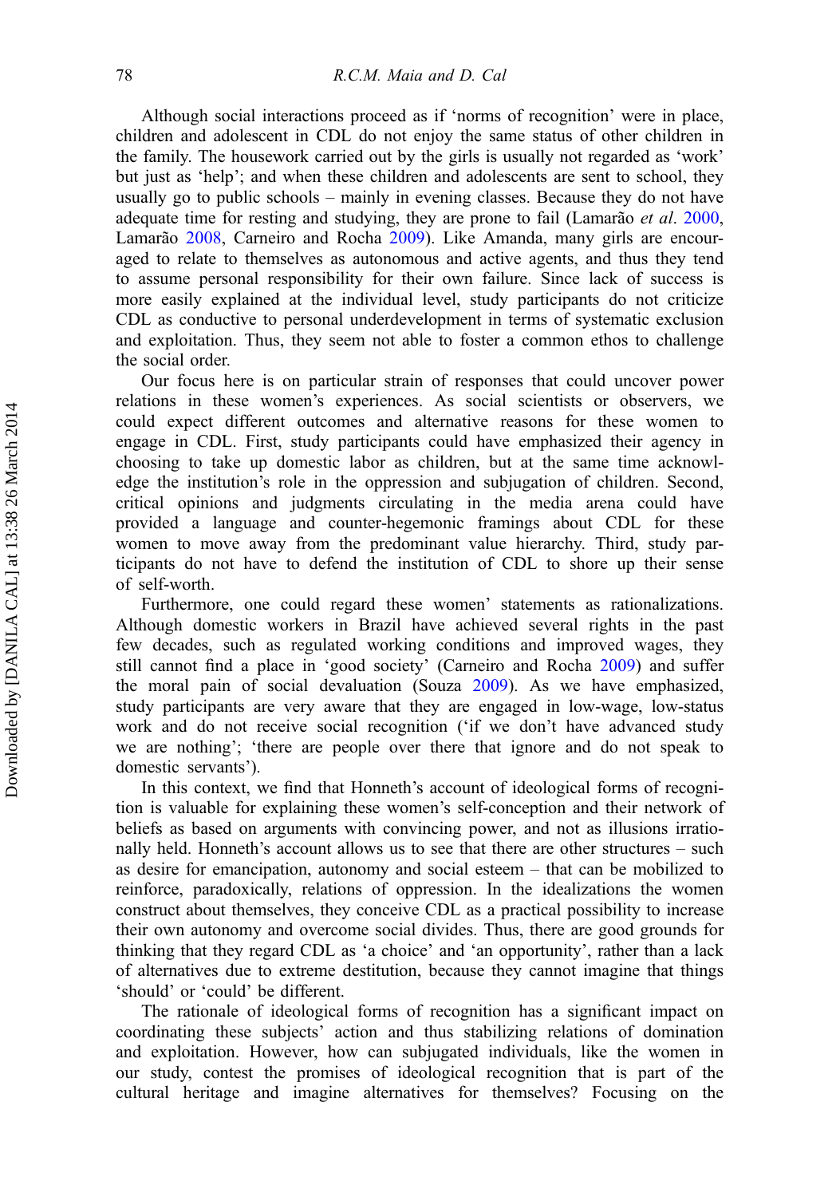Although social interactions proceed as if 'norms of recognition' were in place, children and adolescent in CDL do not enjoy the same status of other children in the family. The housework carried out by the girls is usually not regarded as 'work' but just as 'help'; and when these children and adolescents are sent to school, they usually go to public schools – mainly in evening classes. Because they do not have adequate time for resting and studying, they are prone to fail (Lamarão *et al*. 2000, Lamarão 2008, Carneiro and Rocha 2009). Like Amanda, many girls are encouraged to relate to themselves as autonomous and active agents, and thus they tend to assume personal responsibility for their own failure. Since lack of success is more easily explained at the individual level, study participants do not criticize CDL as conductive to personal underdevelopment in terms of systematic exclusion and exploitation. Thus, they seem not able to foster a common ethos to challenge the social order.

Our focus here is on particular strain of responses that could uncover power relations in these women's experiences. As social scientists or observers, we could expect different outcomes and alternative reasons for these women to engage in CDL. First, study participants could have emphasized their agency in choosing to take up domestic labor as children, but at the same time acknowledge the institution's role in the oppression and subjugation of children. Second, critical opinions and judgments circulating in the media arena could have provided a language and counter-hegemonic framings about CDL for these women to move away from the predominant value hierarchy. Third, study participants do not have to defend the institution of CDL to shore up their sense of self-worth.

Furthermore, one could regard these women' statements as rationalizations. Although domestic workers in Brazil have achieved several rights in the past few decades, such as regulated working conditions and improved wages, they still cannot find a place in 'good society' (Carneiro and Rocha 2009) and suffer the moral pain of social devaluation (Souza 2009). As we have emphasized, study participants are very aware that they are engaged in low-wage, low-status work and do not receive social recognition ('if we don't have advanced study we are nothing'; 'there are people over there that ignore and do not speak to domestic servants').

In this context, we find that Honneth's account of ideological forms of recognition is valuable for explaining these women's self-conception and their network of beliefs as based on arguments with convincing power, and not as illusions irrationally held. Honneth's account allows us to see that there are other structures – such as desire for emancipation, autonomy and social esteem – that can be mobilized to reinforce, paradoxically, relations of oppression. In the idealizations the women construct about themselves, they conceive CDL as a practical possibility to increase their own autonomy and overcome social divides. Thus, there are good grounds for thinking that they regard CDL as 'a choice' and 'an opportunity', rather than a lack of alternatives due to extreme destitution, because they cannot imagine that things 'should' or 'could' be different.

The rationale of ideological forms of recognition has a significant impact on coordinating these subjects' action and thus stabilizing relations of domination and exploitation. However, how can subjugated individuals, like the women in our study, contest the promises of ideological recognition that is part of the cultural heritage and imagine alternatives for themselves? Focusing on the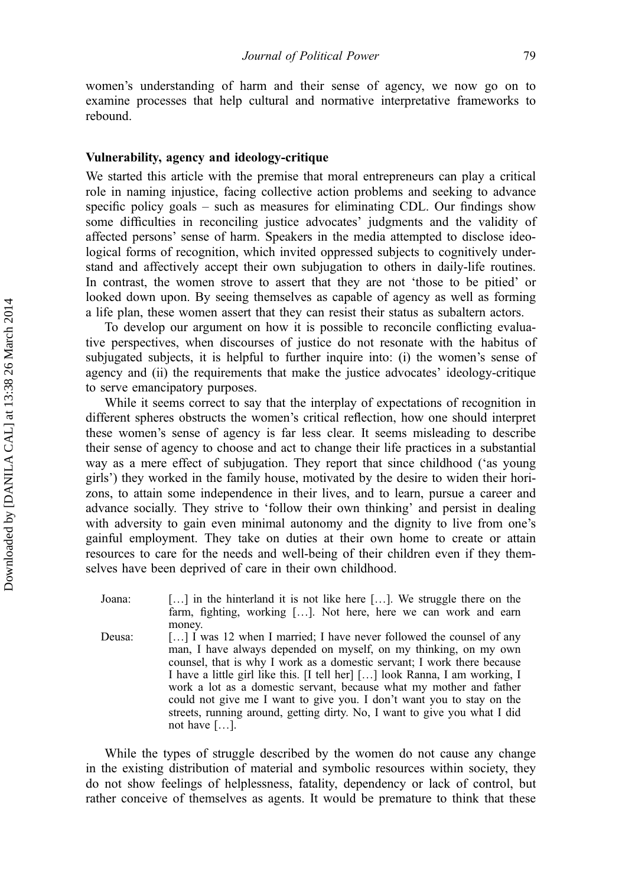women's understanding of harm and their sense of agency, we now go on to examine processes that help cultural and normative interpretative frameworks to rebound.

### Vulnerability, agency and ideology-critique

We started this article with the premise that moral entrepreneurs can play a critical role in naming injustice, facing collective action problems and seeking to advance specific policy goals – such as measures for eliminating CDL. Our findings show some difficulties in reconciling justice advocates' judgments and the validity of affected persons' sense of harm. Speakers in the media attempted to disclose ideological forms of recognition, which invited oppressed subjects to cognitively understand and affectively accept their own subjugation to others in daily-life routines. In contrast, the women strove to assert that they are not 'those to be pitied' or looked down upon. By seeing themselves as capable of agency as well as forming a life plan, these women assert that they can resist their status as subaltern actors.

To develop our argument on how it is possible to reconcile conflicting evaluative perspectives, when discourses of justice do not resonate with the habitus of subjugated subjects, it is helpful to further inquire into: (i) the women's sense of agency and (ii) the requirements that make the justice advocates' ideology-critique to serve emancipatory purposes.

While it seems correct to say that the interplay of expectations of recognition in different spheres obstructs the women's critical reflection, how one should interpret these women's sense of agency is far less clear. It seems misleading to describe their sense of agency to choose and act to change their life practices in a substantial way as a mere effect of subjugation. They report that since childhood ('as young girls') they worked in the family house, motivated by the desire to widen their horizons, to attain some independence in their lives, and to learn, pursue a career and advance socially. They strive to 'follow their own thinking' and persist in dealing with adversity to gain even minimal autonomy and the dignity to live from one's gainful employment. They take on duties at their own home to create or attain resources to care for the needs and well-being of their children even if they themselves have been deprived of care in their own childhood.

> Joana: […] in the hinterland it is not like here […]. We struggle there on the farm, fighting, working […]. Not here, here we can work and earn money.
>
> Deusa: […] I was 12 when I married; I have never followed the counsel of any man, I have always depended on myself, on my thinking, on my own counsel, that is why I work as a domestic servant; I work there because I have a little girl like this. [I tell her] […] look Ranna, I am working, I work a lot as a domestic servant, because what my mother and father could not give me I want to give you. I don't want you to stay on the streets, running around, getting dirty. No, I want to give you what I did not have […].

While the types of struggle described by the women do not cause any change in the existing distribution of material and symbolic resources within society, they do not show feelings of helplessness, fatality, dependency or lack of control, but rather conceive of themselves as agents. It would be premature to think that these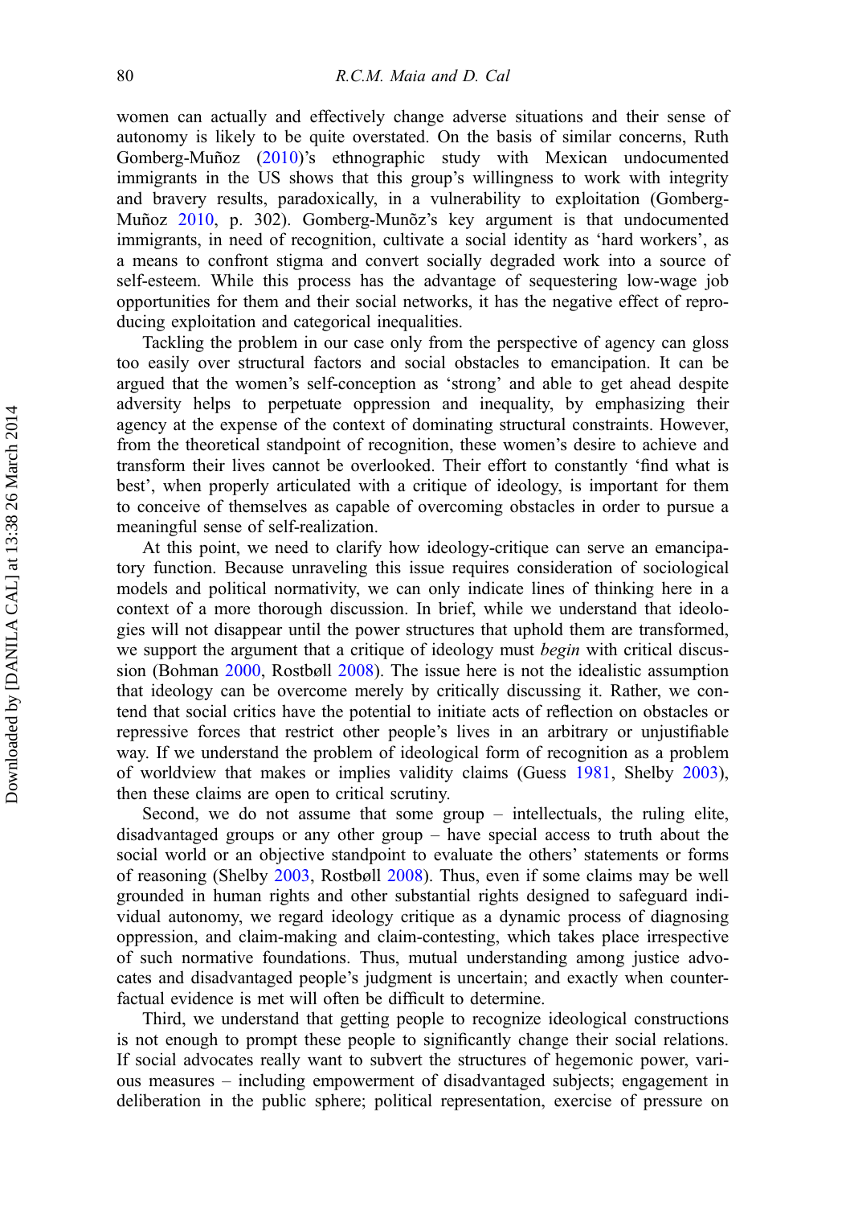women can actually and effectively change adverse situations and their sense of autonomy is likely to be quite overstated. On the basis of similar concerns, Ruth Gomberg-Muñoz (2010)'s ethnographic study with Mexican undocumented immigrants in the US shows that this group's willingness to work with integrity and bravery results, paradoxically, in a vulnerability to exploitation (Gomberg-Muñoz 2010, p. 302). Gomberg-Munõz's key argument is that undocumented immigrants, in need of recognition, cultivate a social identity as 'hard workers', as a means to confront stigma and convert socially degraded work into a source of self-esteem. While this process has the advantage of sequestering low-wage job opportunities for them and their social networks, it has the negative effect of reproducing exploitation and categorical inequalities.

Tackling the problem in our case only from the perspective of agency can gloss too easily over structural factors and social obstacles to emancipation. It can be argued that the women's self-conception as 'strong' and able to get ahead despite adversity helps to perpetuate oppression and inequality, by emphasizing their agency at the expense of the context of dominating structural constraints. However, from the theoretical standpoint of recognition, these women's desire to achieve and transform their lives cannot be overlooked. Their effort to constantly 'find what is best', when properly articulated with a critique of ideology, is important for them to conceive of themselves as capable of overcoming obstacles in order to pursue a meaningful sense of self-realization.

At this point, we need to clarify how ideology-critique can serve an emancipatory function. Because unraveling this issue requires consideration of sociological models and political normativity, we can only indicate lines of thinking here in a context of a more thorough discussion. In brief, while we understand that ideologies will not disappear until the power structures that uphold them are transformed, we support the argument that a critique of ideology must *begin* with critical discussion (Bohman 2000, Rostbøll 2008). The issue here is not the idealistic assumption that ideology can be overcome merely by critically discussing it. Rather, we contend that social critics have the potential to initiate acts of reflection on obstacles or repressive forces that restrict other people's lives in an arbitrary or unjustifiable way. If we understand the problem of ideological form of recognition as a problem of worldview that makes or implies validity claims (Guess 1981, Shelby 2003), then these claims are open to critical scrutiny.

Second, we do not assume that some group – intellectuals, the ruling elite, disadvantaged groups or any other group – have special access to truth about the social world or an objective standpoint to evaluate the others' statements or forms of reasoning (Shelby 2003, Rostbøll 2008). Thus, even if some claims may be well grounded in human rights and other substantial rights designed to safeguard individual autonomy, we regard ideology critique as a dynamic process of diagnosing oppression, and claim-making and claim-contesting, which takes place irrespective of such normative foundations. Thus, mutual understanding among justice advocates and disadvantaged people's judgment is uncertain; and exactly when counterfactual evidence is met will often be difficult to determine.

Third, we understand that getting people to recognize ideological constructions is not enough to prompt these people to significantly change their social relations. If social advocates really want to subvert the structures of hegemonic power, various measures – including empowerment of disadvantaged subjects; engagement in deliberation in the public sphere; political representation, exercise of pressure on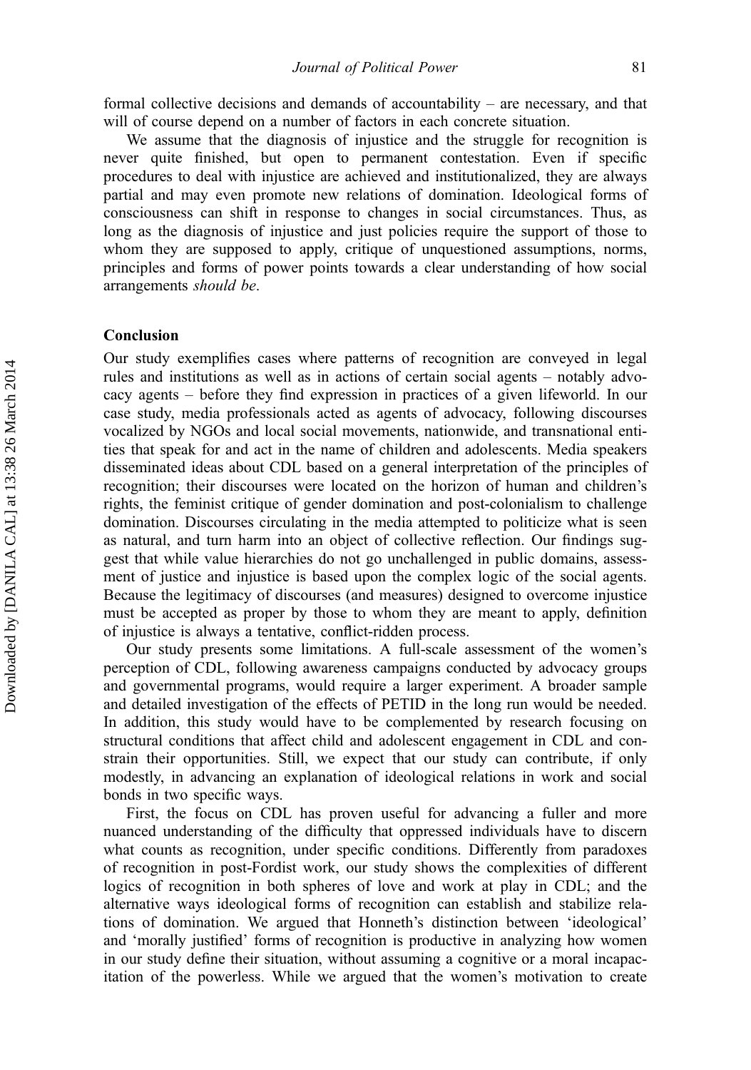formal collective decisions and demands of accountability – are necessary, and that will of course depend on a number of factors in each concrete situation.

We assume that the diagnosis of injustice and the struggle for recognition is never quite finished, but open to permanent contestation. Even if specific procedures to deal with injustice are achieved and institutionalized, they are always partial and may even promote new relations of domination. Ideological forms of consciousness can shift in response to changes in social circumstances. Thus, as long as the diagnosis of injustice and just policies require the support of those to whom they are supposed to apply, critique of unquestioned assumptions, norms, principles and forms of power points towards a clear understanding of how social arrangements *should be*.

## Conclusion

Our study exemplifies cases where patterns of recognition are conveyed in legal rules and institutions as well as in actions of certain social agents – notably advocacy agents – before they find expression in practices of a given lifeworld. In our case study, media professionals acted as agents of advocacy, following discourses vocalized by NGOs and local social movements, nationwide, and transnational entities that speak for and act in the name of children and adolescents. Media speakers disseminated ideas about CDL based on a general interpretation of the principles of recognition; their discourses were located on the horizon of human and children's rights, the feminist critique of gender domination and post-colonialism to challenge domination. Discourses circulating in the media attempted to politicize what is seen as natural, and turn harm into an object of collective reflection. Our findings suggest that while value hierarchies do not go unchallenged in public domains, assessment of justice and injustice is based upon the complex logic of the social agents. Because the legitimacy of discourses (and measures) designed to overcome injustice must be accepted as proper by those to whom they are meant to apply, definition of injustice is always a tentative, conflict-ridden process.

Our study presents some limitations. A full-scale assessment of the women's perception of CDL, following awareness campaigns conducted by advocacy groups and governmental programs, would require a larger experiment. A broader sample and detailed investigation of the effects of PETID in the long run would be needed. In addition, this study would have to be complemented by research focusing on structural conditions that affect child and adolescent engagement in CDL and constrain their opportunities. Still, we expect that our study can contribute, if only modestly, in advancing an explanation of ideological relations in work and social bonds in two specific ways.

First, the focus on CDL has proven useful for advancing a fuller and more nuanced understanding of the difficulty that oppressed individuals have to discern what counts as recognition, under specific conditions. Differently from paradoxes of recognition in post-Fordist work, our study shows the complexities of different logics of recognition in both spheres of love and work at play in CDL; and the alternative ways ideological forms of recognition can establish and stabilize relations of domination. We argued that Honneth's distinction between 'ideological' and 'morally justified' forms of recognition is productive in analyzing how women in our study define their situation, without assuming a cognitive or a moral incapacitation of the powerless. While we argued that the women's motivation to create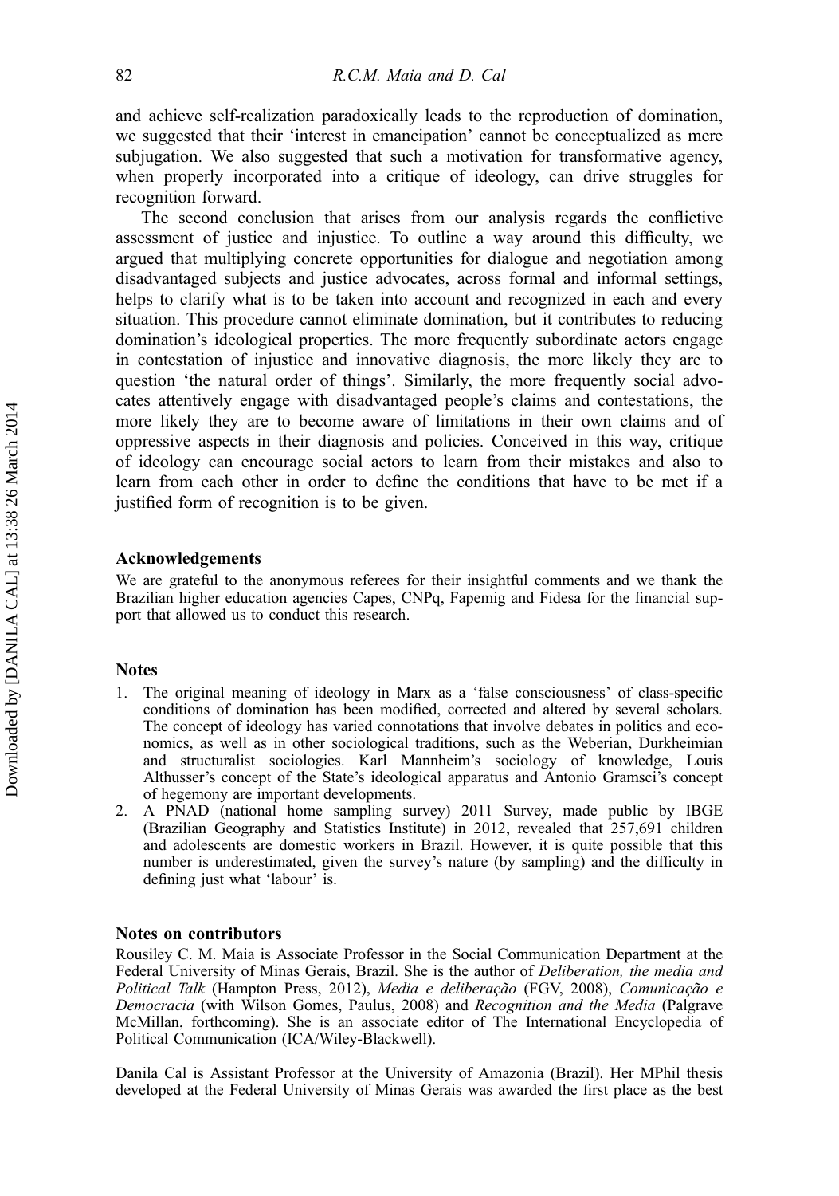and achieve self-realization paradoxically leads to the reproduction of domination, we suggested that their 'interest in emancipation' cannot be conceptualized as mere subjugation. We also suggested that such a motivation for transformative agency, when properly incorporated into a critique of ideology, can drive struggles for recognition forward.

The second conclusion that arises from our analysis regards the conflictive assessment of justice and injustice. To outline a way around this difficulty, we argued that multiplying concrete opportunities for dialogue and negotiation among disadvantaged subjects and justice advocates, across formal and informal settings, helps to clarify what is to be taken into account and recognized in each and every situation. This procedure cannot eliminate domination, but it contributes to reducing domination's ideological properties. The more frequently subordinate actors engage in contestation of injustice and innovative diagnosis, the more likely they are to question 'the natural order of things'. Similarly, the more frequently social advocates attentively engage with disadvantaged people's claims and contestations, the more likely they are to become aware of limitations in their own claims and of oppressive aspects in their diagnosis and policies. Conceived in this way, critique of ideology can encourage social actors to learn from their mistakes and also to learn from each other in order to define the conditions that have to be met if a justified form of recognition is to be given.

## Acknowledgements

We are grateful to the anonymous referees for their insightful comments and we thank the Brazilian higher education agencies Capes, CNPq, Fapemig and Fidesa for the financial support that allowed us to conduct this research.

## Notes

1. The original meaning of ideology in Marx as a 'false consciousness' of class-specific conditions of domination has been modified, corrected and altered by several scholars. The concept of ideology has varied connotations that involve debates in politics and economics, as well as in other sociological traditions, such as the Weberian, Durkheimian and structuralist sociologies. Karl Mannheim's sociology of knowledge, Louis Althusser's concept of the State's ideological apparatus and Antonio Gramsci's concept of hegemony are important developments.
2. A PNAD (national home sampling survey) 2011 Survey, made public by IBGE (Brazilian Geography and Statistics Institute) in 2012, revealed that 257,691 children and adolescents are domestic workers in Brazil. However, it is quite possible that this number is underestimated, given the survey's nature (by sampling) and the difficulty in defining just what 'labour' is.

## Notes on contributors

Rousiley C. M. Maia is Associate Professor in the Social Communication Department at the Federal University of Minas Gerais, Brazil. She is the author of *Deliberation, the media and Political Talk* (Hampton Press, 2012), *Media e deliberação* (FGV, 2008), *Comunicação e Democracia* (with Wilson Gomes, Paulus, 2008) and *Recognition and the Media* (Palgrave McMillan, forthcoming). She is an associate editor of The International Encyclopedia of Political Communication (ICA/Wiley-Blackwell).

Danila Cal is Assistant Professor at the University of Amazonia (Brazil). Her MPhil thesis developed at the Federal University of Minas Gerais was awarded the first place as the best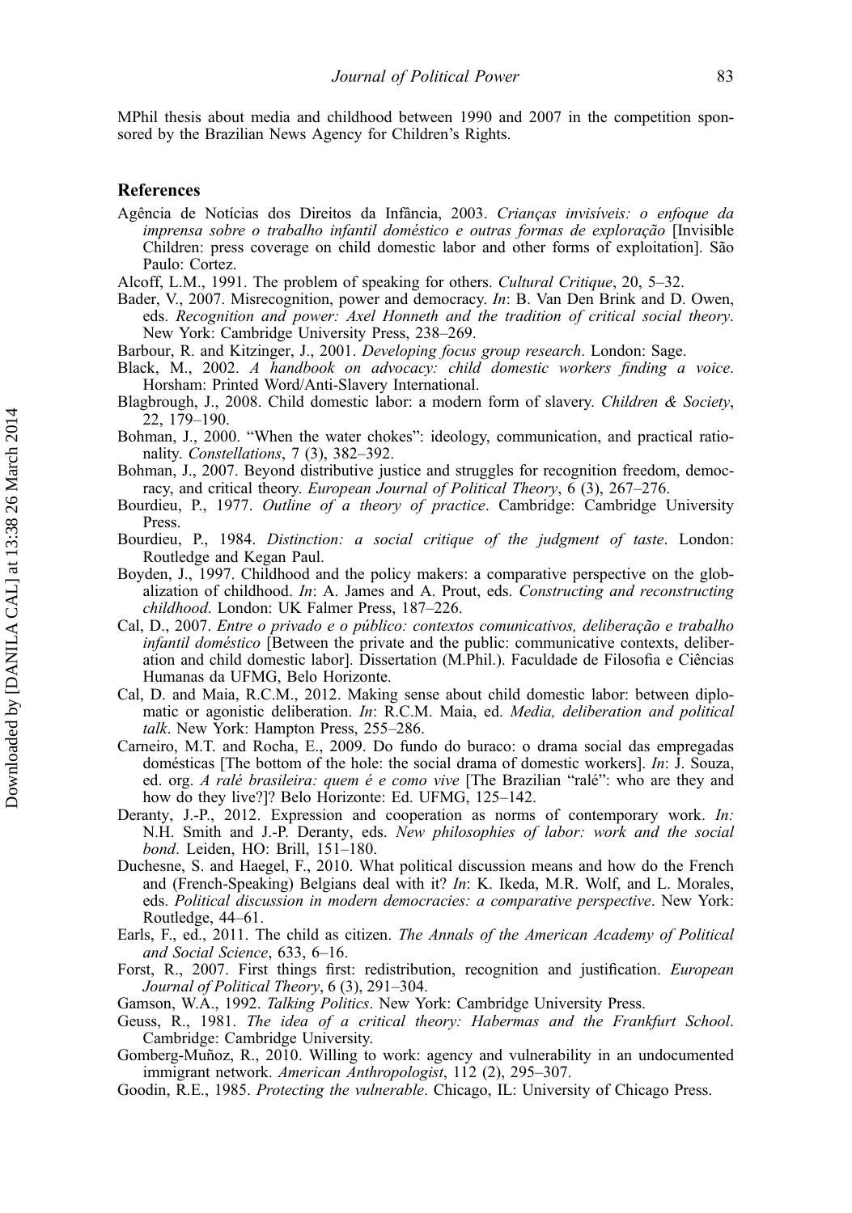MPhil thesis about media and childhood between 1990 and 2007 in the competition sponsored by the Brazilian News Agency for Children's Rights.

## References

Agência de Notícias dos Direitos da Infância, 2003. *Crianças invisíveis: o enfoque da imprensa sobre o trabalho infantil doméstico e outras formas de exploração* [Invisible Children: press coverage on child domestic labor and other forms of exploitation]. São Paulo: Cortez.

Alcoff, L.M., 1991. The problem of speaking for others. *Cultural Critique*, 20, 5–32.

Bader, V., 2007. Misrecognition, power and democracy. *In*: B. Van Den Brink and D. Owen, eds. *Recognition and power: Axel Honneth and the tradition of critical social theory*. New York: Cambridge University Press, 238–269.

Barbour, R. and Kitzinger, J., 2001. *Developing focus group research*. London: Sage.

Black, M., 2002. *A handbook on advocacy: child domestic workers finding a voice*. Horsham: Printed Word/Anti-Slavery International.

Blagbrough, J., 2008. Child domestic labor: a modern form of slavery. *Children & Society*, 22, 179–190.

Bohman, J., 2000. "When the water chokes": ideology, communication, and practical rationality. *Constellations*, 7 (3), 382–392.

Bohman, J., 2007. Beyond distributive justice and struggles for recognition freedom, democracy, and critical theory. *European Journal of Political Theory*, 6 (3), 267–276.

Bourdieu, P., 1977. *Outline of a theory of practice*. Cambridge: Cambridge University Press.

Bourdieu, P., 1984. *Distinction: a social critique of the judgment of taste*. London: Routledge and Kegan Paul.

Boyden, J., 1997. Childhood and the policy makers: a comparative perspective on the globalization of childhood. *In*: A. James and A. Prout, eds. *Constructing and reconstructing childhood*. London: UK Falmer Press, 187–226.

Cal, D., 2007. *Entre o privado e o público: contextos comunicativos, deliberação e trabalho infantil doméstico* [Between the private and the public: communicative contexts, deliberation and child domestic labor]. Dissertation (M.Phil.). Faculdade de Filosofia e Ciências Humanas da UFMG, Belo Horizonte.

Cal, D. and Maia, R.C.M., 2012. Making sense about child domestic labor: between diplomatic or agonistic deliberation. *In*: R.C.M. Maia, ed. *Media, deliberation and political talk*. New York: Hampton Press, 255–286.

Carneiro, M.T. and Rocha, E., 2009. Do fundo do buraco: o drama social das empregadas domésticas [The bottom of the hole: the social drama of domestic workers]. *In*: J. Souza, ed. org. *A ralé brasileira: quem é e como vive* [The Brazilian "ralé": who are they and how do they live?]? Belo Horizonte: Ed. UFMG, 125–142.

Deranty, J.-P., 2012. Expression and cooperation as norms of contemporary work. *In:* N.H. Smith and J.-P. Deranty, eds. *New philosophies of labor: work and the social bond*. Leiden, HO: Brill, 151–180.

Duchesne, S. and Haegel, F., 2010. What political discussion means and how do the French and (French-Speaking) Belgians deal with it? *In*: K. Ikeda, M.R. Wolf, and L. Morales, eds. *Political discussion in modern democracies: a comparative perspective*. New York: Routledge, 44–61.

Earls, F., ed., 2011. The child as citizen. *The Annals of the American Academy of Political and Social Science*, 633, 6–16.

Forst, R., 2007. First things first: redistribution, recognition and justification. *European Journal of Political Theory*, 6 (3), 291–304.

Gamson, W.A., 1992. *Talking Politics*. New York: Cambridge University Press.

Geuss, R., 1981. *The idea of a critical theory: Habermas and the Frankfurt School*. Cambridge: Cambridge University.

Gomberg-Muñoz, R., 2010. Willing to work: agency and vulnerability in an undocumented immigrant network. *American Anthropologist*, 112 (2), 295–307.

Goodin, R.E., 1985. *Protecting the vulnerable*. Chicago, IL: University of Chicago Press.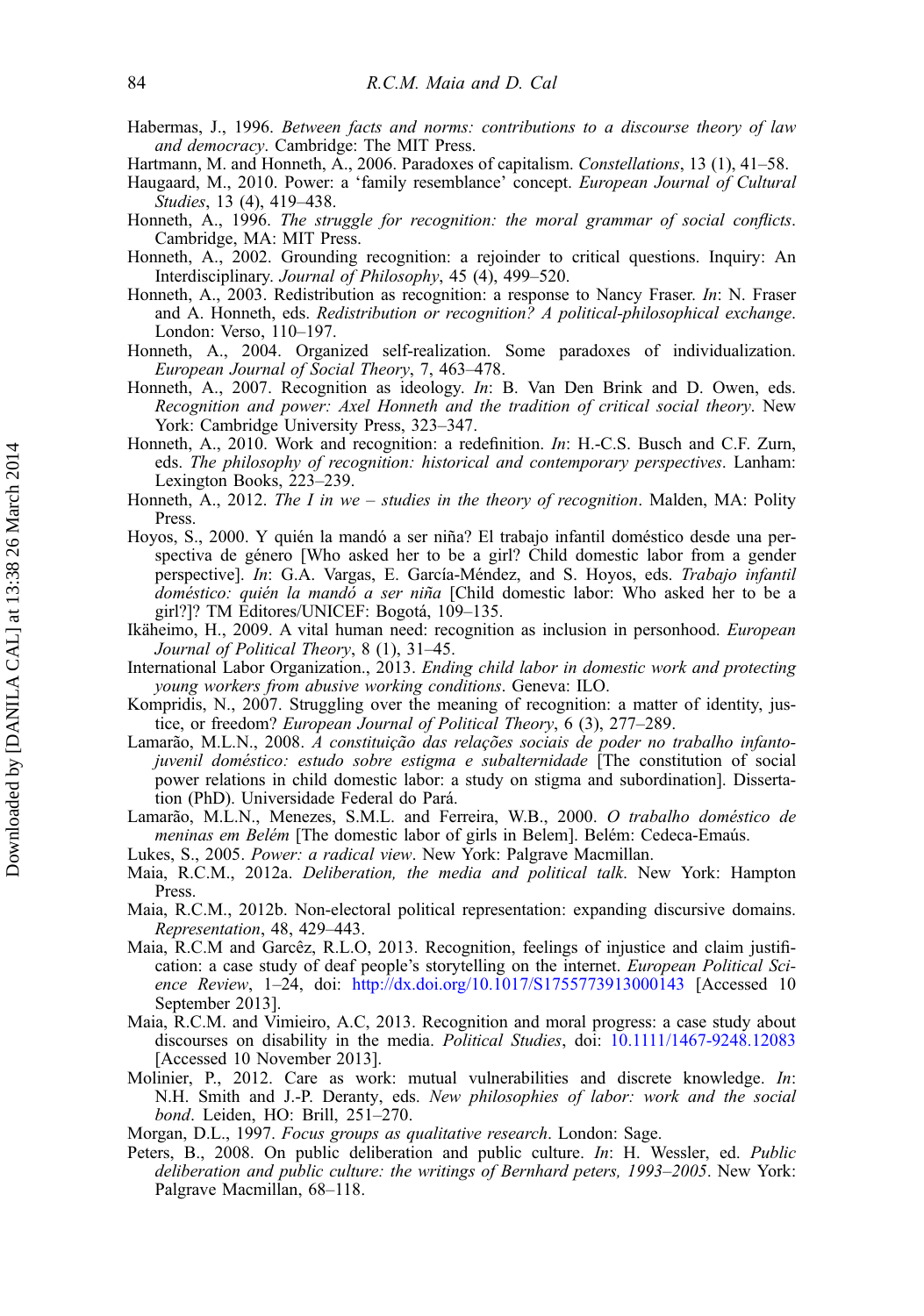Habermas, J., 1996. *Between facts and norms: contributions to a discourse theory of law and democracy*. Cambridge: The MIT Press.

Hartmann, M. and Honneth, A., 2006. Paradoxes of capitalism. *Constellations*, 13 (1), 41–58.

Haugaard, M., 2010. Power: a 'family resemblance' concept. *European Journal of Cultural Studies*, 13 (4), 419–438.

Honneth, A., 1996. *The struggle for recognition: the moral grammar of social conflicts*. Cambridge, MA: MIT Press.

Honneth, A., 2002. Grounding recognition: a rejoinder to critical questions. Inquiry: An Interdisciplinary. *Journal of Philosophy*, 45 (4), 499–520.

Honneth, A., 2003. Redistribution as recognition: a response to Nancy Fraser. *In*: N. Fraser and A. Honneth, eds. *Redistribution or recognition? A political-philosophical exchange*. London: Verso, 110–197.

Honneth, A., 2004. Organized self-realization. Some paradoxes of individualization. *European Journal of Social Theory*, 7, 463–478.

Honneth, A., 2007. Recognition as ideology. *In*: B. Van Den Brink and D. Owen, eds. *Recognition and power: Axel Honneth and the tradition of critical social theory*. New York: Cambridge University Press, 323–347.

Honneth, A., 2010. Work and recognition: a redefinition. *In*: H.-C.S. Busch and C.F. Zurn, eds. *The philosophy of recognition: historical and contemporary perspectives*. Lanham: Lexington Books, 223–239.

Honneth, A., 2012. *The I in we – studies in the theory of recognition*. Malden, MA: Polity Press.

Hoyos, S., 2000. Y quién la mandó a ser niña? El trabajo infantil doméstico desde una perspectiva de género [Who asked her to be a girl? Child domestic labor from a gender perspective]. *In*: G.A. Vargas, E. García-Méndez, and S. Hoyos, eds. *Trabajo infantil doméstico: quién la mandó a ser niña* [Child domestic labor: Who asked her to be a girl?]? TM Editores/UNICEF: Bogotá, 109–135.

Ikäheimo, H., 2009. A vital human need: recognition as inclusion in personhood. *European Journal of Political Theory*, 8 (1), 31–45.

International Labor Organization., 2013. *Ending child labor in domestic work and protecting young workers from abusive working conditions*. Geneva: ILO.

Kompridis, N., 2007. Struggling over the meaning of recognition: a matter of identity, justice, or freedom? *European Journal of Political Theory*, 6 (3), 277–289.

Lamarão, M.L.N., 2008. *A constituição das relações sociais de poder no trabalho infanto-juvenil doméstico: estudo sobre estigma e subalternidade* [The constitution of social power relations in child domestic labor: a study on stigma and subordination]. Dissertation (PhD). Universidade Federal do Pará.

Lamarão, M.L.N., Menezes, S.M.L. and Ferreira, W.B., 2000. *O trabalho doméstico de meninas em Belém* [The domestic labor of girls in Belem]. Belém: Cedeca-Emaús.

Lukes, S., 2005. *Power: a radical view*. New York: Palgrave Macmillan.

Maia, R.C.M., 2012a. *Deliberation, the media and political talk*. New York: Hampton Press.

Maia, R.C.M., 2012b. Non-electoral political representation: expanding discursive domains. *Representation*, 48, 429–443.

Maia, R.C.M and Garcêz, R.L.O, 2013. Recognition, feelings of injustice and claim justification: a case study of deaf people's storytelling on the internet. *European Political Science Review*, 1–24, doi: http://dx.doi.org/10.1017/S1755773913000143 [Accessed 10 September 2013].

Maia, R.C.M. and Vimieiro, A.C, 2013. Recognition and moral progress: a case study about discourses on disability in the media. *Political Studies*, doi: 10.1111/1467-9248.12083 [Accessed 10 November 2013].

Molinier, P., 2012. Care as work: mutual vulnerabilities and discrete knowledge. *In*: N.H. Smith and J.-P. Deranty, eds. *New philosophies of labor: work and the social bond*. Leiden, HO: Brill, 251–270.

Morgan, D.L., 1997. *Focus groups as qualitative research*. London: Sage.

Peters, B., 2008. On public deliberation and public culture. *In*: H. Wessler, ed. *Public deliberation and public culture: the writings of Bernhard peters, 1993–2005*. New York: Palgrave Macmillan, 68–118.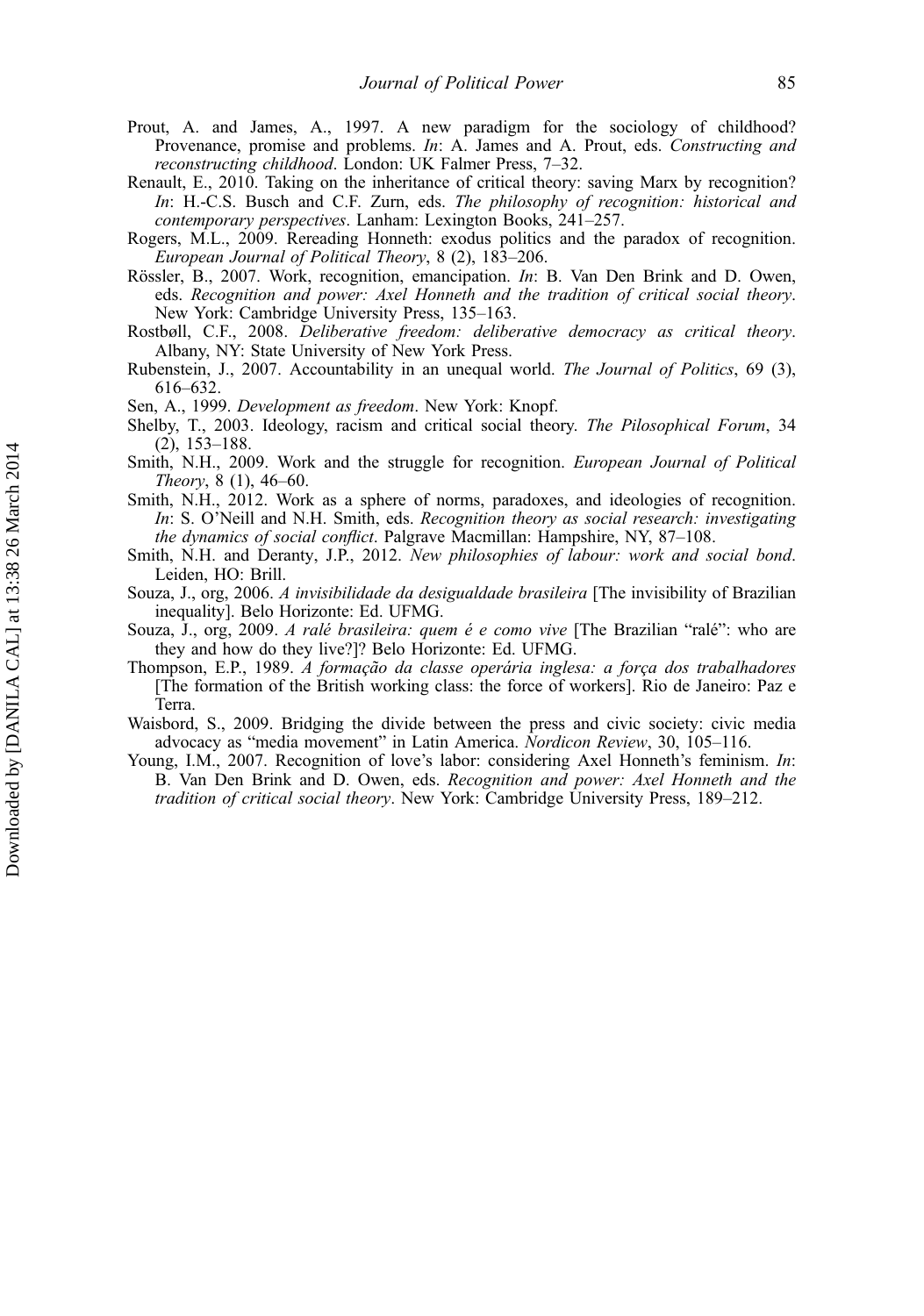Prout, A. and James, A., 1997. A new paradigm for the sociology of childhood? Provenance, promise and problems. *In*: A. James and A. Prout, eds. *Constructing and reconstructing childhood*. London: UK Falmer Press, 7–32.

Renault, E., 2010. Taking on the inheritance of critical theory: saving Marx by recognition? *In*: H.-C.S. Busch and C.F. Zurn, eds. *The philosophy of recognition: historical and contemporary perspectives*. Lanham: Lexington Books, 241–257.

Rogers, M.L., 2009. Rereading Honneth: exodus politics and the paradox of recognition. *European Journal of Political Theory*, 8 (2), 183–206.

Rössler, B., 2007. Work, recognition, emancipation. *In*: B. Van Den Brink and D. Owen, eds. *Recognition and power: Axel Honneth and the tradition of critical social theory*. New York: Cambridge University Press, 135–163.

Rostbøll, C.F., 2008. *Deliberative freedom: deliberative democracy as critical theory*. Albany, NY: State University of New York Press.

Rubenstein, J., 2007. Accountability in an unequal world. *The Journal of Politics*, 69 (3), 616–632.

Sen, A., 1999. *Development as freedom*. New York: Knopf.

Shelby, T., 2003. Ideology, racism and critical social theory. *The Pilosophical Forum*, 34 (2), 153–188.

Smith, N.H., 2009. Work and the struggle for recognition. *European Journal of Political Theory*, 8 (1), 46–60.

Smith, N.H., 2012. Work as a sphere of norms, paradoxes, and ideologies of recognition. *In*: S. O'Neill and N.H. Smith, eds. *Recognition theory as social research: investigating the dynamics of social conflict*. Palgrave Macmillan: Hampshire, NY, 87–108.

Smith, N.H. and Deranty, J.P., 2012. *New philosophies of labour: work and social bond*. Leiden, HO: Brill.

Souza, J., org, 2006. *A invisibilidade da desigualdade brasileira* [The invisibility of Brazilian inequality]. Belo Horizonte: Ed. UFMG.

Souza, J., org, 2009. *A ralé brasileira: quem é e como vive* [The Brazilian "ralé": who are they and how do they live?]? Belo Horizonte: Ed. UFMG.

Thompson, E.P., 1989. *A formação da classe operária inglesa: a força dos trabalhadores* [The formation of the British working class: the force of workers]. Rio de Janeiro: Paz e Terra.

Waisbord, S., 2009. Bridging the divide between the press and civic society: civic media advocacy as "media movement" in Latin America. *Nordicon Review*, 30, 105–116.

Young, I.M., 2007. Recognition of love's labor: considering Axel Honneth's feminism. *In*: B. Van Den Brink and D. Owen, eds. *Recognition and power: Axel Honneth and the tradition of critical social theory*. New York: Cambridge University Press, 189–212.